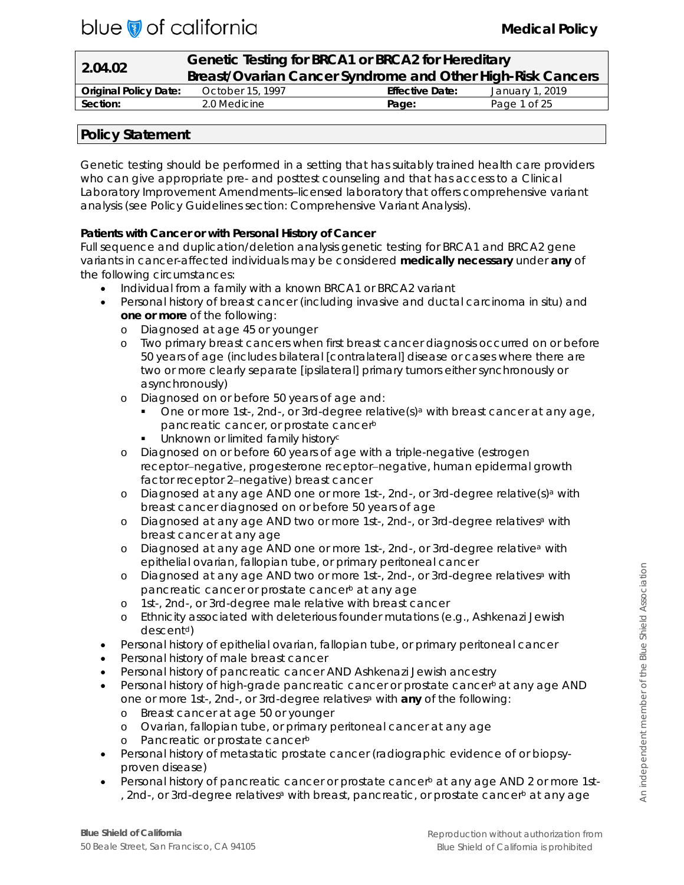| 2.04.02 | Genetic Testing for BRCA1 or BRCA2 for Hereditary Breast/Ovarian Cancer Syndrome and Other High-Risk Cancers | | |
|---|---|---|---|
| **Original Policy Date:** | October 15, 1997 | **Effective Date:** | January 1, 2019 |
| **Section:** | 2.0 Medicine | **Page:** | Page 1 of 25 |

## Policy Statement

Genetic testing should be performed in a setting that has suitably trained health care providers who can give appropriate pre- and posttest counseling and that has access to a Clinical Laboratory Improvement Amendments–licensed laboratory that offers comprehensive variant analysis (see Policy Guidelines section: Comprehensive Variant Analysis).

**Patients with Cancer or with Personal History of Cancer**

Full sequence and duplication/deletion analysis genetic testing for BRCA1 and BRCA2 gene variants in cancer-affected individuals may be considered **medically necessary** under **any** of the following circumstances:

- Individual from a family with a known BRCA1 or BRCA2 variant
- Personal history of breast cancer (including invasive and ductal carcinoma in situ) and **one or more** of the following:
  - Diagnosed at age 45 or younger
  - Two primary breast cancers when first breast cancer diagnosis occurred on or before 50 years of age (includes bilateral [contralateral] disease or cases where there are two or more clearly separate [ipsilateral] primary tumors either synchronously or asynchronously)
  - Diagnosed on or before 50 years of age and:
    - One or more 1st-, 2nd-, or 3rd-degree relative(s)[a] with breast cancer at any age, pancreatic cancer, or prostate cancer[b]
    - Unknown or limited family history[c]
  - Diagnosed on or before 60 years of age with a triple-negative (estrogen receptor–negative, progesterone receptor–negative, human epidermal growth factor receptor 2–negative) breast cancer
  - Diagnosed at any age AND one or more 1st-, 2nd-, or 3rd-degree relative(s)[a] with breast cancer diagnosed on or before 50 years of age
  - Diagnosed at any age AND two or more 1st-, 2nd-, or 3rd-degree relatives[a] with breast cancer at any age
  - Diagnosed at any age AND one or more 1st-, 2nd-, or 3rd-degree relative[a] with epithelial ovarian, fallopian tube, or primary peritoneal cancer
  - Diagnosed at any age AND two or more 1st-, 2nd-, or 3rd-degree relatives[a] with pancreatic cancer or prostate cancer[b] at any age
  - 1st-, 2nd-, or 3rd-degree male relative with breast cancer
  - Ethnicity associated with deleterious founder mutations (e.g., Ashkenazi Jewish descent[d])
- Personal history of epithelial ovarian, fallopian tube, or primary peritoneal cancer
- Personal history of male breast cancer
- Personal history of pancreatic cancer AND Ashkenazi Jewish ancestry
- Personal history of high-grade pancreatic cancer or prostate cancer[b] at any age AND one or more 1st-, 2nd-, or 3rd-degree relatives[a] with **any** of the following:
  - Breast cancer at age 50 or younger
  - Ovarian, fallopian tube, or primary peritoneal cancer at any age
  - Pancreatic or prostate cancer[b]
- Personal history of metastatic prostate cancer (radiographic evidence of or biopsy-proven disease)
- Personal history of pancreatic cancer or prostate cancer[b] at any age AND 2 or more 1st-, 2nd-, or 3rd-degree relatives[a] with breast, pancreatic, or prostate cancer[b] at any age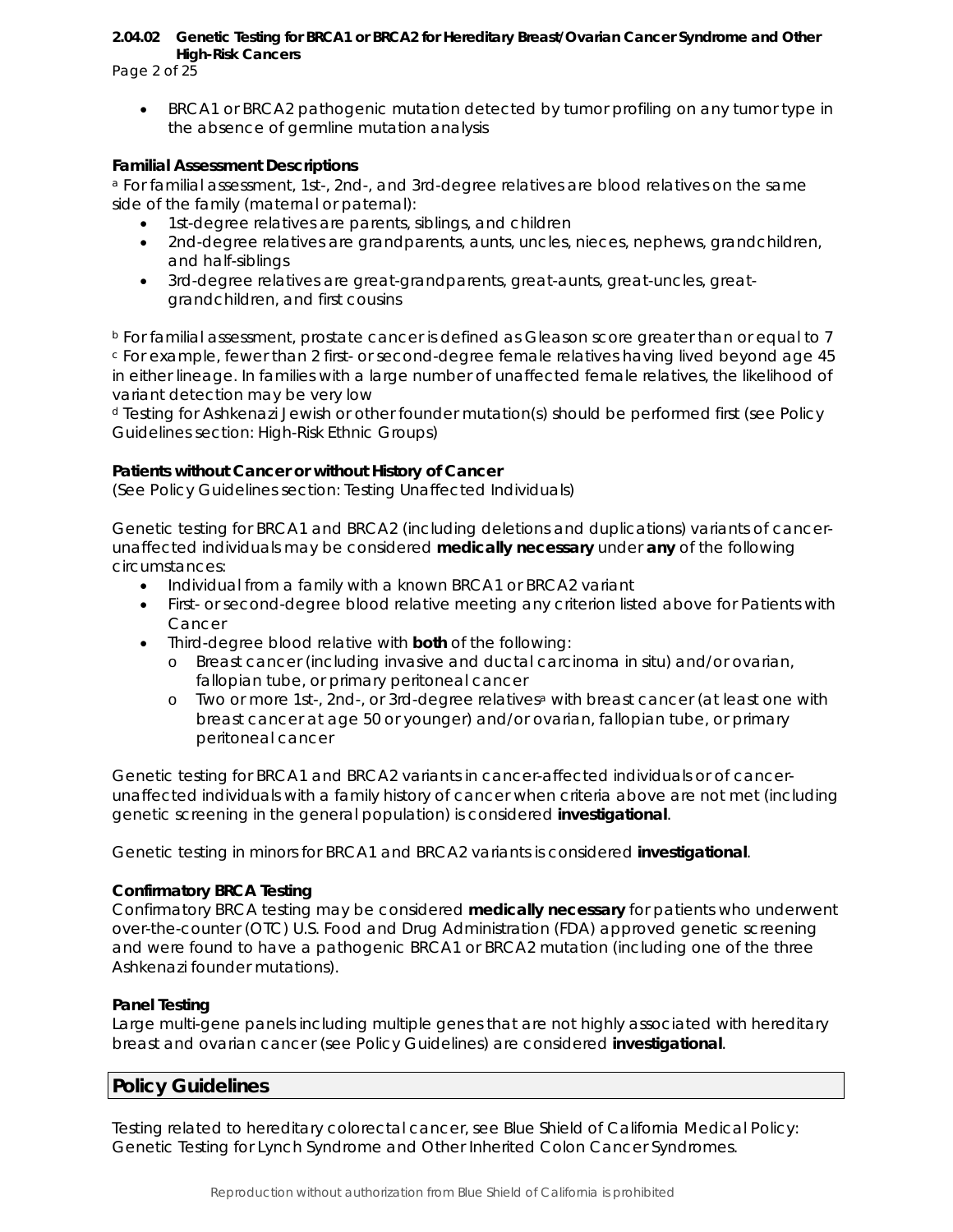- BRCA1 or BRCA2 pathogenic mutation detected by tumor profiling on any tumor type in the absence of germline mutation analysis

**Familial Assessment Descriptions**

[a] For familial assessment, 1st-, 2nd-, and 3rd-degree relatives are blood relatives on the same side of the family (maternal or paternal):

- 1st-degree relatives are parents, siblings, and children
- 2nd-degree relatives are grandparents, aunts, uncles, nieces, nephews, grandchildren, and half-siblings
- 3rd-degree relatives are great-grandparents, great-aunts, great-uncles, great-grandchildren, and first cousins

[b] For familial assessment, prostate cancer is defined as Gleason score greater than or equal to 7

[c] For example, fewer than 2 first- or second-degree female relatives having lived beyond age 45 in either lineage. In families with a large number of unaffected female relatives, the likelihood of variant detection may be very low

[d] Testing for Ashkenazi Jewish or other founder mutation(s) should be performed first (see Policy Guidelines section: High-Risk Ethnic Groups)

**Patients without Cancer or without History of Cancer**

(See Policy Guidelines section: Testing Unaffected Individuals)

Genetic testing for BRCA1 and BRCA2 (including deletions and duplications) variants of cancer-unaffected individuals may be considered **medically necessary** under **any** of the following circumstances:

- Individual from a family with a known BRCA1 or BRCA2 variant
- First- or second-degree blood relative meeting any criterion listed above for Patients with Cancer
- Third-degree blood relative with **both** of the following:
  - Breast cancer (including invasive and ductal carcinoma in situ) and/or ovarian, fallopian tube, or primary peritoneal cancer
  - Two or more 1st-, 2nd-, or 3rd-degree relatives[a] with breast cancer (at least one with breast cancer at age 50 or younger) and/or ovarian, fallopian tube, or primary peritoneal cancer

Genetic testing for BRCA1 and BRCA2 variants in cancer-affected individuals or of cancer-unaffected individuals with a family history of cancer when criteria above are not met (including genetic screening in the general population) is considered **investigational**.

Genetic testing in minors for BRCA1 and BRCA2 variants is considered **investigational**.

**Confirmatory BRCA Testing**

Confirmatory BRCA testing may be considered **medically necessary** for patients who underwent over-the-counter (OTC) U.S. Food and Drug Administration (FDA) approved genetic screening and were found to have a pathogenic BRCA1 or BRCA2 mutation (including one of the three Ashkenazi founder mutations).

**Panel Testing**

Large multi-gene panels including multiple genes that are not highly associated with hereditary breast and ovarian cancer (see Policy Guidelines) are considered **investigational**.

## Policy Guidelines

Testing related to hereditary colorectal cancer, see Blue Shield of California Medical Policy: Genetic Testing for Lynch Syndrome and Other Inherited Colon Cancer Syndromes.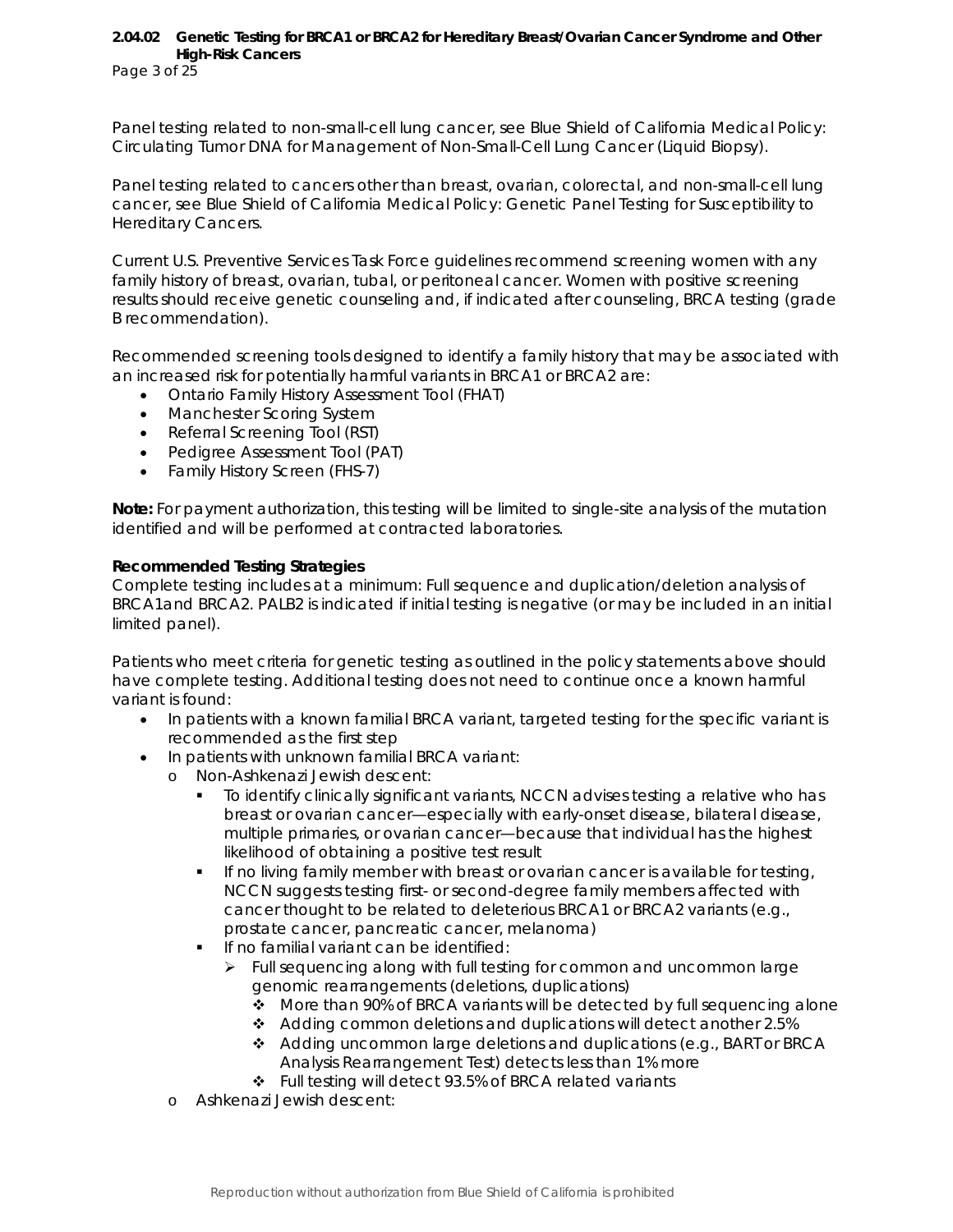Panel testing related to non-small-cell lung cancer, see Blue Shield of California Medical Policy: Circulating Tumor DNA for Management of Non-Small-Cell Lung Cancer (Liquid Biopsy).

Panel testing related to cancers other than breast, ovarian, colorectal, and non-small-cell lung cancer, see Blue Shield of California Medical Policy: Genetic Panel Testing for Susceptibility to Hereditary Cancers.

Current U.S. Preventive Services Task Force guidelines recommend screening women with any family history of breast, ovarian, tubal, or peritoneal cancer. Women with positive screening results should receive genetic counseling and, if indicated after counseling, BRCA testing (grade B recommendation).

Recommended screening tools designed to identify a family history that may be associated with an increased risk for potentially harmful variants in BRCA1 or BRCA2 are:

- Ontario Family History Assessment Tool (FHAT)
- Manchester Scoring System
- Referral Screening Tool (RST)
- Pedigree Assessment Tool (PAT)
- Family History Screen (FHS-7)

**Note:** For payment authorization, this testing will be limited to single-site analysis of the mutation identified and will be performed at contracted laboratories.

**Recommended Testing Strategies**

Complete testing includes at a minimum: Full sequence and duplication/deletion analysis of BRCA1and BRCA2. PALB2 is indicated if initial testing is negative (or may be included in an initial limited panel).

Patients who meet criteria for genetic testing as outlined in the policy statements above should have complete testing. Additional testing does not need to continue once a known harmful variant is found:

- In patients with a known familial BRCA variant, targeted testing for the specific variant is recommended as the first step
- In patients with unknown familial BRCA variant:
  - Non-Ashkenazi Jewish descent:
    - To identify clinically significant variants, NCCN advises testing a relative who has breast or ovarian cancer—especially with early-onset disease, bilateral disease, multiple primaries, or ovarian cancer—because that individual has the highest likelihood of obtaining a positive test result
    - If no living family member with breast or ovarian cancer is available for testing, NCCN suggests testing first- or second-degree family members affected with cancer thought to be related to deleterious BRCA1 or BRCA2 variants (e.g., prostate cancer, pancreatic cancer, melanoma)
    - If no familial variant can be identified:
      - Full sequencing along with full testing for common and uncommon large genomic rearrangements (deletions, duplications)
        - More than 90% of BRCA variants will be detected by full sequencing alone
        - Adding common deletions and duplications will detect another 2.5%
        - Adding uncommon large deletions and duplications (e.g., BART or BRCA Analysis Rearrangement Test) detects less than 1% more
        - Full testing will detect 93.5% of BRCA related variants
  - Ashkenazi Jewish descent: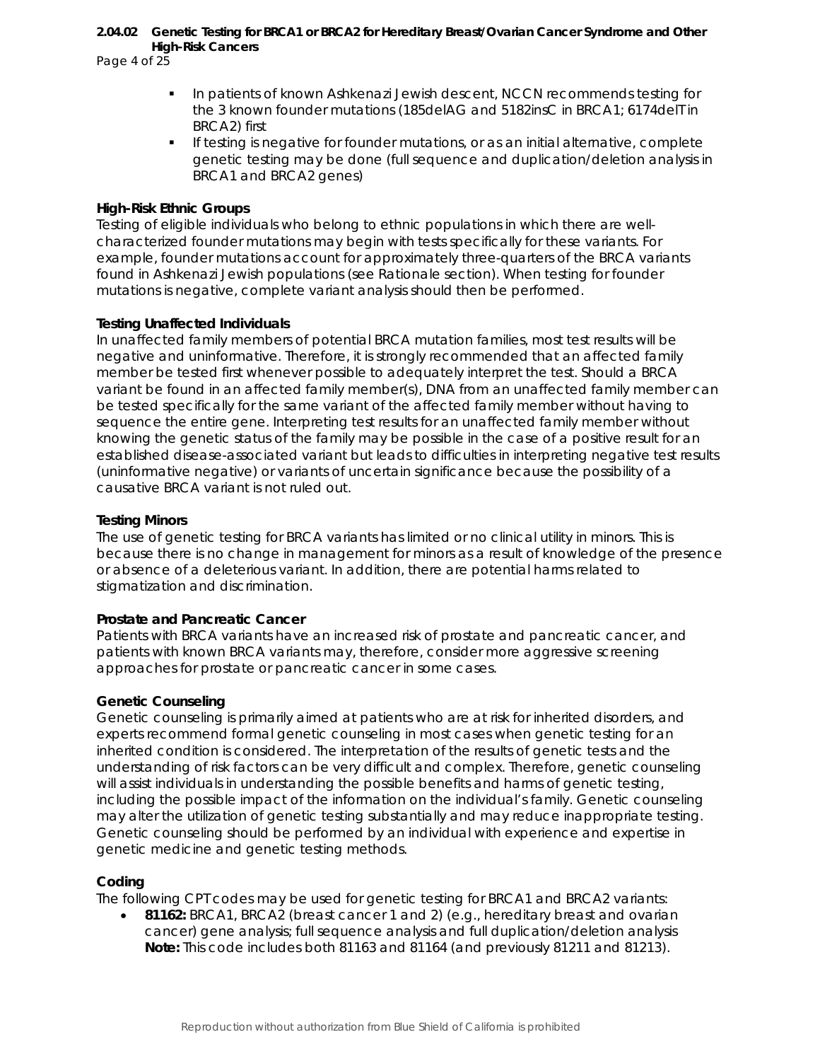- In patients of known Ashkenazi Jewish descent, NCCN recommends testing for the 3 known founder mutations (185delAG and 5182insC in BRCA1; 6174delT in BRCA2) first
- If testing is negative for founder mutations, or as an initial alternative, complete genetic testing may be done (full sequence and duplication/deletion analysis in BRCA1 and BRCA2 genes)

**High-Risk Ethnic Groups**

Testing of eligible individuals who belong to ethnic populations in which there are well-characterized founder mutations may begin with tests specifically for these variants. For example, founder mutations account for approximately three-quarters of the BRCA variants found in Ashkenazi Jewish populations (see Rationale section). When testing for founder mutations is negative, complete variant analysis should then be performed.

**Testing Unaffected Individuals**

In unaffected family members of potential BRCA mutation families, most test results will be negative and uninformative. Therefore, it is strongly recommended that an affected family member be tested first whenever possible to adequately interpret the test. Should a BRCA variant be found in an affected family member(s), DNA from an unaffected family member can be tested specifically for the same variant of the affected family member without having to sequence the entire gene. Interpreting test results for an unaffected family member without knowing the genetic status of the family may be possible in the case of a positive result for an established disease-associated variant but leads to difficulties in interpreting negative test results (uninformative negative) or variants of uncertain significance because the possibility of a causative BRCA variant is not ruled out.

**Testing Minors**

The use of genetic testing for BRCA variants has limited or no clinical utility in minors. This is because there is no change in management for minors as a result of knowledge of the presence or absence of a deleterious variant. In addition, there are potential harms related to stigmatization and discrimination.

**Prostate and Pancreatic Cancer**

Patients with BRCA variants have an increased risk of prostate and pancreatic cancer, and patients with known BRCA variants may, therefore, consider more aggressive screening approaches for prostate or pancreatic cancer in some cases.

**Genetic Counseling**

Genetic counseling is primarily aimed at patients who are at risk for inherited disorders, and experts recommend formal genetic counseling in most cases when genetic testing for an inherited condition is considered. The interpretation of the results of genetic tests and the understanding of risk factors can be very difficult and complex. Therefore, genetic counseling will assist individuals in understanding the possible benefits and harms of genetic testing, including the possible impact of the information on the individual's family. Genetic counseling may alter the utilization of genetic testing substantially and may reduce inappropriate testing. Genetic counseling should be performed by an individual with experience and expertise in genetic medicine and genetic testing methods.

## Coding

The following CPT codes may be used for genetic testing for BRCA1 and BRCA2 variants:

- **81162:** BRCA1, BRCA2 (breast cancer 1 and 2) (e.g., hereditary breast and ovarian cancer) gene analysis; full sequence analysis and full duplication/deletion analysis
  **Note:** This code includes both 81163 and 81164 (and previously 81211 and 81213).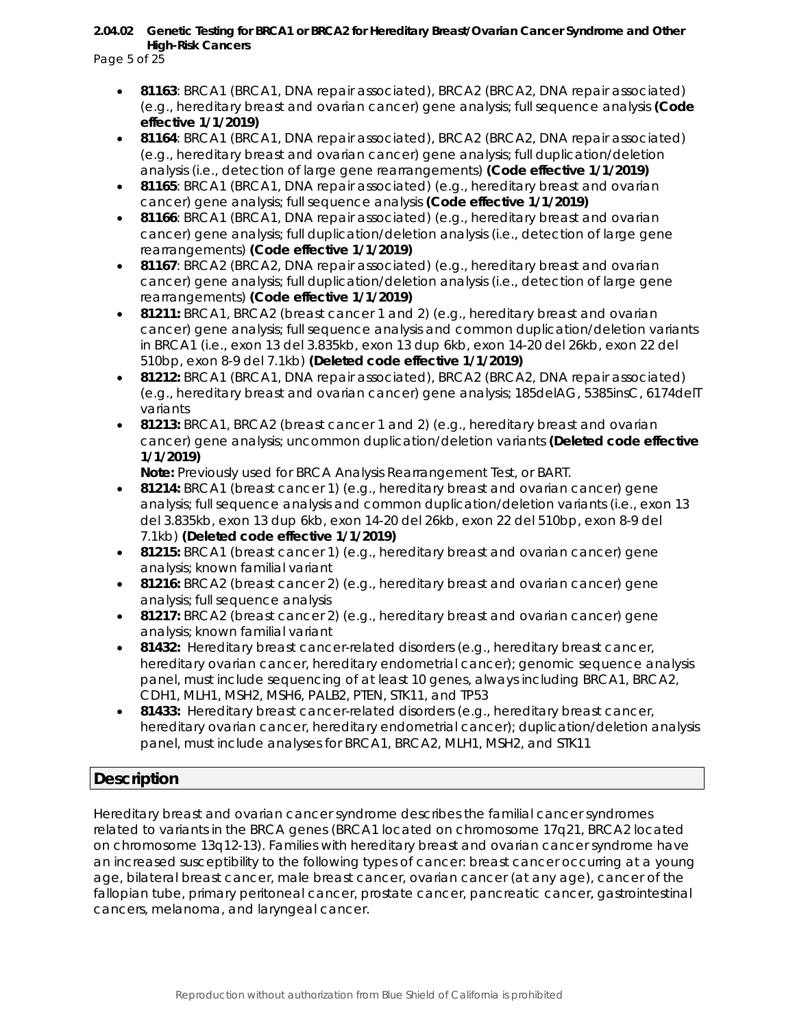- **81163**: BRCA1 (BRCA1, DNA repair associated), BRCA2 (BRCA2, DNA repair associated) (e.g., hereditary breast and ovarian cancer) gene analysis; full sequence analysis **(Code effective 1/1/2019)**
- **81164**: BRCA1 (BRCA1, DNA repair associated), BRCA2 (BRCA2, DNA repair associated) (e.g., hereditary breast and ovarian cancer) gene analysis; full duplication/deletion analysis (i.e., detection of large gene rearrangements) **(Code effective 1/1/2019)**
- **81165**: BRCA1 (BRCA1, DNA repair associated) (e.g., hereditary breast and ovarian cancer) gene analysis; full sequence analysis **(Code effective 1/1/2019)**
- **81166**: BRCA1 (BRCA1, DNA repair associated) (e.g., hereditary breast and ovarian cancer) gene analysis; full duplication/deletion analysis (i.e., detection of large gene rearrangements) **(Code effective 1/1/2019)**
- **81167**: BRCA2 (BRCA2, DNA repair associated) (e.g., hereditary breast and ovarian cancer) gene analysis; full duplication/deletion analysis (i.e., detection of large gene rearrangements) **(Code effective 1/1/2019)**
- **81211:** BRCA1, BRCA2 (breast cancer 1 and 2) (e.g., hereditary breast and ovarian cancer) gene analysis; full sequence analysis and common duplication/deletion variants in BRCA1 (i.e., exon 13 del 3.835kb, exon 13 dup 6kb, exon 14-20 del 26kb, exon 22 del 510bp, exon 8-9 del 7.1kb) **(Deleted code effective 1/1/2019)**
- **81212:** BRCA1 (BRCA1, DNA repair associated), BRCA2 (BRCA2, DNA repair associated) (e.g., hereditary breast and ovarian cancer) gene analysis; 185delAG, 5385insC, 6174delT variants
- **81213:** BRCA1, BRCA2 (breast cancer 1 and 2) (e.g., hereditary breast and ovarian cancer) gene analysis; uncommon duplication/deletion variants **(Deleted code effective 1/1/2019)**

  **Note:** Previously used for BRCA Analysis Rearrangement Test, or BART.
- **81214:** BRCA1 (breast cancer 1) (e.g., hereditary breast and ovarian cancer) gene analysis; full sequence analysis and common duplication/deletion variants (i.e., exon 13 del 3.835kb, exon 13 dup 6kb, exon 14-20 del 26kb, exon 22 del 510bp, exon 8-9 del 7.1kb) **(Deleted code effective 1/1/2019)**
- **81215:** BRCA1 (breast cancer 1) (e.g., hereditary breast and ovarian cancer) gene analysis; known familial variant
- **81216:** BRCA2 (breast cancer 2) (e.g., hereditary breast and ovarian cancer) gene analysis; full sequence analysis
- **81217:** BRCA2 (breast cancer 2) (e.g., hereditary breast and ovarian cancer) gene analysis; known familial variant
- **81432:** Hereditary breast cancer-related disorders (e.g., hereditary breast cancer, hereditary ovarian cancer, hereditary endometrial cancer); genomic sequence analysis panel, must include sequencing of at least 10 genes, always including BRCA1, BRCA2, CDH1, MLH1, MSH2, MSH6, PALB2, PTEN, STK11, and TP53
- **81433:** Hereditary breast cancer-related disorders (e.g., hereditary breast cancer, hereditary ovarian cancer, hereditary endometrial cancer); duplication/deletion analysis panel, must include analyses for BRCA1, BRCA2, MLH1, MSH2, and STK11

## Description

Hereditary breast and ovarian cancer syndrome describes the familial cancer syndromes related to variants in the BRCA genes (BRCA1 located on chromosome 17q21, BRCA2 located on chromosome 13q12-13). Families with hereditary breast and ovarian cancer syndrome have an increased susceptibility to the following types of cancer: breast cancer occurring at a young age, bilateral breast cancer, male breast cancer, ovarian cancer (at any age), cancer of the fallopian tube, primary peritoneal cancer, prostate cancer, pancreatic cancer, gastrointestinal cancers, melanoma, and laryngeal cancer.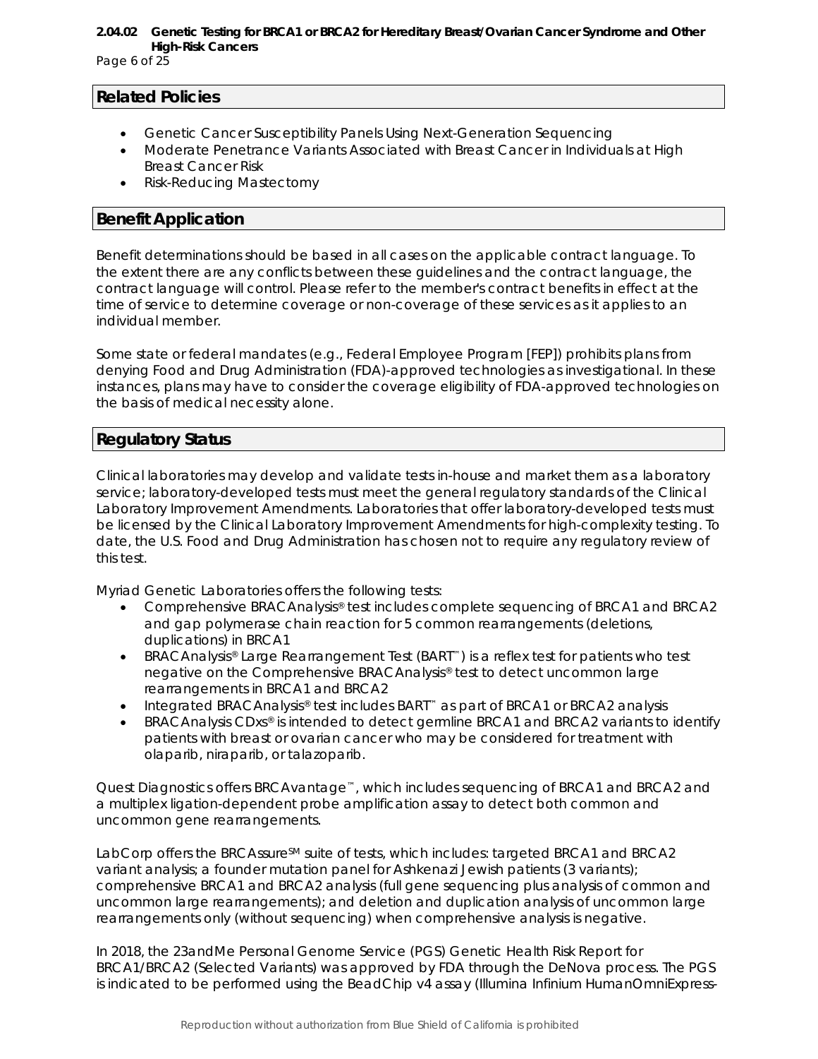## Related Policies

- Genetic Cancer Susceptibility Panels Using Next-Generation Sequencing
- Moderate Penetrance Variants Associated with Breast Cancer in Individuals at High Breast Cancer Risk
- Risk-Reducing Mastectomy

## Benefit Application

Benefit determinations should be based in all cases on the applicable contract language. To the extent there are any conflicts between these guidelines and the contract language, the contract language will control. Please refer to the member's contract benefits in effect at the time of service to determine coverage or non-coverage of these services as it applies to an individual member.

Some state or federal mandates (e.g., Federal Employee Program [FEP]) prohibits plans from denying Food and Drug Administration (FDA)-approved technologies as investigational. In these instances, plans may have to consider the coverage eligibility of FDA-approved technologies on the basis of medical necessity alone.

## Regulatory Status

Clinical laboratories may develop and validate tests in-house and market them as a laboratory service; laboratory-developed tests must meet the general regulatory standards of the Clinical Laboratory Improvement Amendments. Laboratories that offer laboratory-developed tests must be licensed by the Clinical Laboratory Improvement Amendments for high-complexity testing. To date, the U.S. Food and Drug Administration has chosen not to require any regulatory review of this test.

Myriad Genetic Laboratories offers the following tests:

- Comprehensive BRACAnalysis® test includes complete sequencing of BRCA1 and BRCA2 and gap polymerase chain reaction for 5 common rearrangements (deletions, duplications) in BRCA1
- BRACAnalysis® Large Rearrangement Test (BART™) is a reflex test for patients who test negative on the Comprehensive BRACAnalysis® test to detect uncommon large rearrangements in BRCA1 and BRCA2
- Integrated BRACAnalysis® test includes BART™ as part of BRCA1 or BRCA2 analysis
- BRACAnalysis CDx® is intended to detect germline BRCA1 and BRCA2 variants to identify patients with breast or ovarian cancer who may be considered for treatment with olaparib, niraparib, or talazoparib.

Quest Diagnostics offers BRCAvantage™, which includes sequencing of BRCA1 and BRCA2 and a multiplex ligation-dependent probe amplification assay to detect both common and uncommon gene rearrangements.

LabCorp offers the BRCAssure℠ suite of tests, which includes: targeted BRCA1 and BRCA2 variant analysis; a founder mutation panel for Ashkenazi Jewish patients (3 variants); comprehensive BRCA1 and BRCA2 analysis (full gene sequencing plus analysis of common and uncommon large rearrangements); and deletion and duplication analysis of uncommon large rearrangements only (without sequencing) when comprehensive analysis is negative.

In 2018, the 23andMe Personal Genome Service (PGS) Genetic Health Risk Report for BRCA1/BRCA2 (Selected Variants) was approved by FDA through the DeNova process. The PGS is indicated to be performed using the BeadChip v4 assay (Illumina Infinium HumanOmniExpress-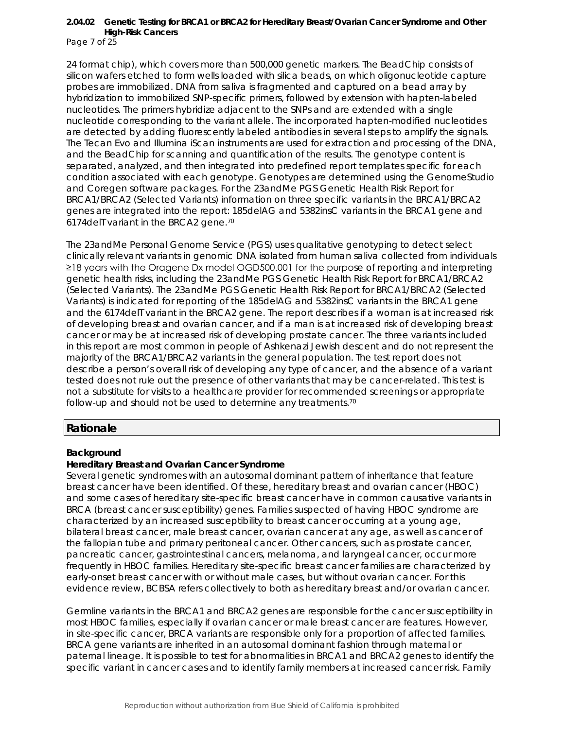24 format chip), which covers more than 500,000 genetic markers. The BeadChip consists of silicon wafers etched to form wells loaded with silica beads, on which oligonucleotide capture probes are immobilized. DNA from saliva is fragmented and captured on a bead array by hybridization to immobilized SNP-specific primers, followed by extension with hapten-labeled nucleotides. The primers hybridize adjacent to the SNPs and are extended with a single nucleotide corresponding to the variant allele. The incorporated hapten-modified nucleotides are detected by adding fluorescently labeled antibodies in several steps to amplify the signals. The Tecan Evo and Illumina iScan instruments are used for extraction and processing of the DNA, and the BeadChip for scanning and quantification of the results. The genotype content is separated, analyzed, and then integrated into predefined report templates specific for each condition associated with each genotype. Genotypes are determined using the GenomeStudio and Coregen software packages. For the 23andMe PGS Genetic Health Risk Report for BRCA1/BRCA2 (Selected Variants) information on three specific variants in the BRCA1/BRCA2 genes are integrated into the report: 185delAG and 5382insC variants in the BRCA1 gene and 6174delT variant in the BRCA2 gene.[70]

The 23andMe Personal Genome Service (PGS) uses qualitative genotyping to detect select clinically relevant variants in genomic DNA isolated from human saliva collected from individuals ≥18 years with the Oragene Dx model OGD500.001 for the purpose of reporting and interpreting genetic health risks, including the 23andMe PGS Genetic Health Risk Report for BRCA1/BRCA2 (Selected Variants). The 23andMe PGS Genetic Health Risk Report for BRCA1/BRCA2 (Selected Variants) is indicated for reporting of the 185delAG and 5382insC variants in the BRCA1 gene and the 6174delT variant in the BRCA2 gene. The report describes if a woman is at increased risk of developing breast and ovarian cancer, and if a man is at increased risk of developing breast cancer or may be at increased risk of developing prostate cancer. The three variants included in this report are most common in people of Ashkenazi Jewish descent and do not represent the majority of the BRCA1/BRCA2 variants in the general population. The test report does not describe a person's overall risk of developing any type of cancer, and the absence of a variant tested does not rule out the presence of other variants that may be cancer-related. This test is not a substitute for visits to a healthcare provider for recommended screenings or appropriate follow-up and should not be used to determine any treatments.[70]

## Rationale

### Background

#### Hereditary Breast and Ovarian Cancer Syndrome

Several genetic syndromes with an autosomal dominant pattern of inheritance that feature breast cancer have been identified. Of these, hereditary breast and ovarian cancer (HBOC) and some cases of hereditary site-specific breast cancer have in common causative variants in BRCA (breast cancer susceptibility) genes. Families suspected of having HBOC syndrome are characterized by an increased susceptibility to breast cancer occurring at a young age, bilateral breast cancer, male breast cancer, ovarian cancer at any age, as well as cancer of the fallopian tube and primary peritoneal cancer. Other cancers, such as prostate cancer, pancreatic cancer, gastrointestinal cancers, melanoma, and laryngeal cancer, occur more frequently in HBOC families. Hereditary site-specific breast cancer families are characterized by early-onset breast cancer with or without male cases, but without ovarian cancer. For this evidence review, BCBSA refers collectively to both as hereditary breast and/or ovarian cancer.

Germline variants in the BRCA1 and BRCA2 genes are responsible for the cancer susceptibility in most HBOC families, especially if ovarian cancer or male breast cancer are features. However, in site-specific cancer, BRCA variants are responsible only for a proportion of affected families. BRCA gene variants are inherited in an autosomal dominant fashion through maternal or paternal lineage. It is possible to test for abnormalities in BRCA1 and BRCA2 genes to identify the specific variant in cancer cases and to identify family members at increased cancer risk. Family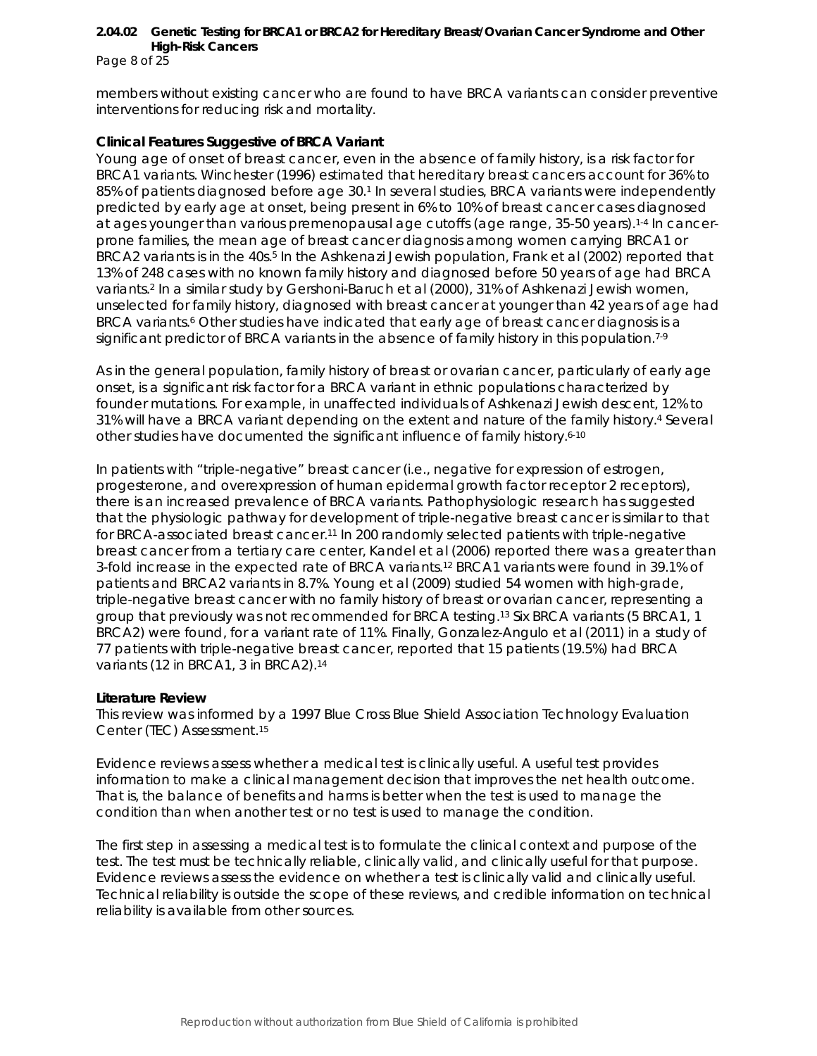members without existing cancer who are found to have BRCA variants can consider preventive interventions for reducing risk and mortality.

**Clinical Features Suggestive of BRCA Variant**

Young age of onset of breast cancer, even in the absence of family history, is a risk factor for BRCA1 variants. Winchester (1996) estimated that hereditary breast cancers account for 36% to 85% of patients diagnosed before age 30.[1] In several studies, BRCA variants were independently predicted by early age at onset, being present in 6% to 10% of breast cancer cases diagnosed at ages younger than various premenopausal age cutoffs (age range, 35-50 years).[1-4] In cancer-prone families, the mean age of breast cancer diagnosis among women carrying BRCA1 or BRCA2 variants is in the 40s.[5] In the Ashkenazi Jewish population, Frank et al (2002) reported that 13% of 248 cases with no known family history and diagnosed before 50 years of age had BRCA variants.[2] In a similar study by Gershoni-Baruch et al (2000), 31% of Ashkenazi Jewish women, unselected for family history, diagnosed with breast cancer at younger than 42 years of age had BRCA variants.[6] Other studies have indicated that early age of breast cancer diagnosis is a significant predictor of BRCA variants in the absence of family history in this population.[7-9]

As in the general population, family history of breast or ovarian cancer, particularly of early age onset, is a significant risk factor for a BRCA variant in ethnic populations characterized by founder mutations. For example, in unaffected individuals of Ashkenazi Jewish descent, 12% to 31% will have a BRCA variant depending on the extent and nature of the family history.[4] Several other studies have documented the significant influence of family history.[6-10]

In patients with "triple-negative" breast cancer (i.e., negative for expression of estrogen, progesterone, and overexpression of human epidermal growth factor receptor 2 receptors), there is an increased prevalence of BRCA variants. Pathophysiologic research has suggested that the physiologic pathway for development of triple-negative breast cancer is similar to that for BRCA-associated breast cancer.[11] In 200 randomly selected patients with triple-negative breast cancer from a tertiary care center, Kandel et al (2006) reported there was a greater than 3-fold increase in the expected rate of BRCA variants.[12] BRCA1 variants were found in 39.1% of patients and BRCA2 variants in 8.7%. Young et al (2009) studied 54 women with high-grade, triple-negative breast cancer with no family history of breast or ovarian cancer, representing a group that previously was not recommended for BRCA testing.[13] Six BRCA variants (5 BRCA1, 1 BRCA2) were found, for a variant rate of 11%. Finally, Gonzalez-Angulo et al (2011) in a study of 77 patients with triple-negative breast cancer, reported that 15 patients (19.5%) had BRCA variants (12 in BRCA1, 3 in BRCA2).[14]

**Literature Review**

This review was informed by a 1997 Blue Cross Blue Shield Association Technology Evaluation Center (TEC) Assessment.[15]

Evidence reviews assess whether a medical test is clinically useful. A useful test provides information to make a clinical management decision that improves the net health outcome. That is, the balance of benefits and harms is better when the test is used to manage the condition than when another test or no test is used to manage the condition.

The first step in assessing a medical test is to formulate the clinical context and purpose of the test. The test must be technically reliable, clinically valid, and clinically useful for that purpose. Evidence reviews assess the evidence on whether a test is clinically valid and clinically useful. Technical reliability is outside the scope of these reviews, and credible information on technical reliability is available from other sources.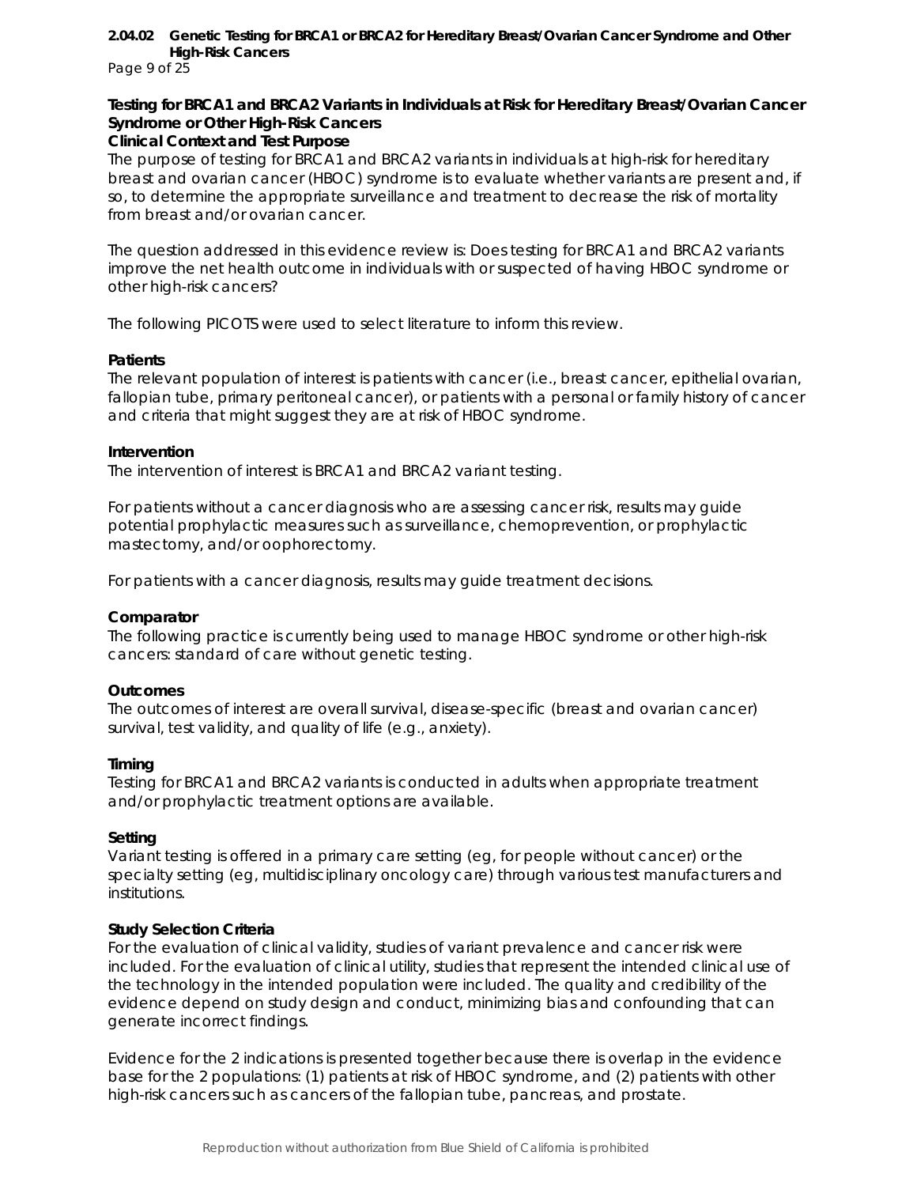### Testing for BRCA1 and BRCA2 Variants in Individuals at Risk for Hereditary Breast/Ovarian Cancer Syndrome or Other High-Risk Cancers

#### Clinical Context and Test Purpose

The purpose of testing for BRCA1 and BRCA2 variants in individuals at high-risk for hereditary breast and ovarian cancer (HBOC) syndrome is to evaluate whether variants are present and, if so, to determine the appropriate surveillance and treatment to decrease the risk of mortality from breast and/or ovarian cancer.

The question addressed in this evidence review is: Does testing for BRCA1 and BRCA2 variants improve the net health outcome in individuals with or suspected of having HBOC syndrome or other high-risk cancers?

The following PICOTS were used to select literature to inform this review.

#### Patients

The relevant population of interest is patients with cancer (i.e., breast cancer, epithelial ovarian, fallopian tube, primary peritoneal cancer), or patients with a personal or family history of cancer and criteria that might suggest they are at risk of HBOC syndrome.

#### Intervention

The intervention of interest is BRCA1 and BRCA2 variant testing.

For patients without a cancer diagnosis who are assessing cancer risk, results may guide potential prophylactic measures such as surveillance, chemoprevention, or prophylactic mastectomy, and/or oophorectomy.

For patients with a cancer diagnosis, results may guide treatment decisions.

#### Comparator

The following practice is currently being used to manage HBOC syndrome or other high-risk cancers: standard of care without genetic testing.

#### Outcomes

The outcomes of interest are overall survival, disease-specific (breast and ovarian cancer) survival, test validity, and quality of life (e.g., anxiety).

#### Timing

Testing for BRCA1 and BRCA2 variants is conducted in adults when appropriate treatment and/or prophylactic treatment options are available.

#### Setting

Variant testing is offered in a primary care setting (eg, for people without cancer) or the specialty setting (eg, multidisciplinary oncology care) through various test manufacturers and institutions.

#### Study Selection Criteria

For the evaluation of clinical validity, studies of variant prevalence and cancer risk were included. For the evaluation of clinical utility, studies that represent the intended clinical use of the technology in the intended population were included. The quality and credibility of the evidence depend on study design and conduct, minimizing bias and confounding that can generate incorrect findings.

Evidence for the 2 indications is presented together because there is overlap in the evidence base for the 2 populations: (1) patients at risk of HBOC syndrome, and (2) patients with other high-risk cancers such as cancers of the fallopian tube, pancreas, and prostate.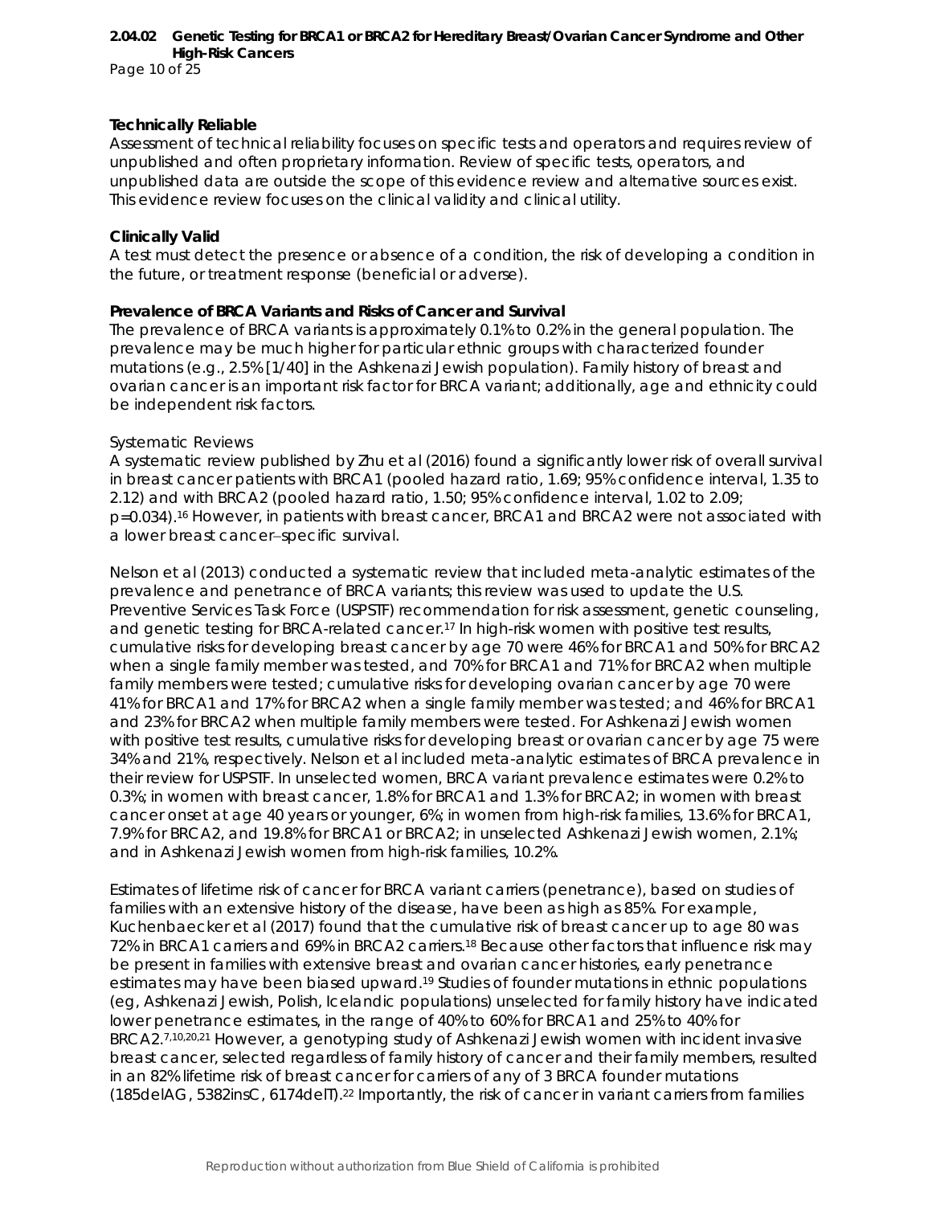### Technically Reliable

Assessment of technical reliability focuses on specific tests and operators and requires review of unpublished and often proprietary information. Review of specific tests, operators, and unpublished data are outside the scope of this evidence review and alternative sources exist. This evidence review focuses on the clinical validity and clinical utility.

### Clinically Valid

A test must detect the presence or absence of a condition, the risk of developing a condition in the future, or treatment response (beneficial or adverse).

### Prevalence of BRCA Variants and Risks of Cancer and Survival

The prevalence of BRCA variants is approximately 0.1% to 0.2% in the general population. The prevalence may be much higher for particular ethnic groups with characterized founder mutations (e.g., 2.5% [1/40] in the Ashkenazi Jewish population). Family history of breast and ovarian cancer is an important risk factor for BRCA variant; additionally, age and ethnicity could be independent risk factors.

#### Systematic Reviews

A systematic review published by Zhu et al (2016) found a significantly lower risk of overall survival in breast cancer patients with BRCA1 (pooled hazard ratio, 1.69; 95% confidence interval, 1.35 to 2.12) and with BRCA2 (pooled hazard ratio, 1.50; 95% confidence interval, 1.02 to 2.09; p=0.034).[16] However, in patients with breast cancer, BRCA1 and BRCA2 were not associated with a lower breast cancer–specific survival.

Nelson et al (2013) conducted a systematic review that included meta-analytic estimates of the prevalence and penetrance of BRCA variants; this review was used to update the U.S. Preventive Services Task Force (USPSTF) recommendation for risk assessment, genetic counseling, and genetic testing for BRCA-related cancer.[17] In high-risk women with positive test results, cumulative risks for developing breast cancer by age 70 were 46% for BRCA1 and 50% for BRCA2 when a single family member was tested, and 70% for BRCA1 and 71% for BRCA2 when multiple family members were tested; cumulative risks for developing ovarian cancer by age 70 were 41% for BRCA1 and 17% for BRCA2 when a single family member was tested; and 46% for BRCA1 and 23% for BRCA2 when multiple family members were tested. For Ashkenazi Jewish women with positive test results, cumulative risks for developing breast or ovarian cancer by age 75 were 34% and 21%, respectively. Nelson et al included meta-analytic estimates of BRCA prevalence in their review for USPSTF. In unselected women, BRCA variant prevalence estimates were 0.2% to 0.3%; in women with breast cancer, 1.8% for BRCA1 and 1.3% for BRCA2; in women with breast cancer onset at age 40 years or younger, 6%; in women from high-risk families, 13.6% for BRCA1, 7.9% for BRCA2, and 19.8% for BRCA1 or BRCA2; in unselected Ashkenazi Jewish women, 2.1%; and in Ashkenazi Jewish women from high-risk families, 10.2%.

Estimates of lifetime risk of cancer for BRCA variant carriers (penetrance), based on studies of families with an extensive history of the disease, have been as high as 85%. For example, Kuchenbaecker et al (2017) found that the cumulative risk of breast cancer up to age 80 was 72% in BRCA1 carriers and 69% in BRCA2 carriers.[18] Because other factors that influence risk may be present in families with extensive breast and ovarian cancer histories, early penetrance estimates may have been biased upward.[19] Studies of founder mutations in ethnic populations (eg, Ashkenazi Jewish, Polish, Icelandic populations) unselected for family history have indicated lower penetrance estimates, in the range of 40% to 60% for BRCA1 and 25% to 40% for BRCA2.[7,10,20,21] However, a genotyping study of Ashkenazi Jewish women with incident invasive breast cancer, selected regardless of family history of cancer and their family members, resulted in an 82% lifetime risk of breast cancer for carriers of any of 3 BRCA founder mutations (185delAG, 5382insC, 6174delT).[22] Importantly, the risk of cancer in variant carriers from families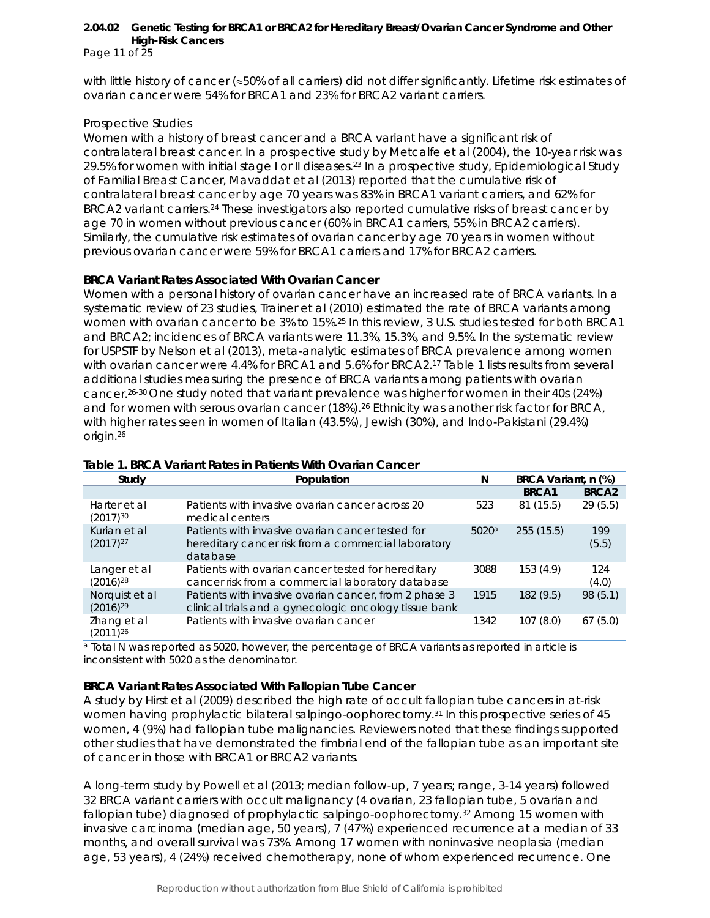with little history of cancer (≈50% of all carriers) did not differ significantly. Lifetime risk estimates of ovarian cancer were 54% for BRCA1 and 23% for BRCA2 variant carriers.

Prospective Studies

Women with a history of breast cancer and a BRCA variant have a significant risk of contralateral breast cancer. In a prospective study by Metcalfe et al (2004), the 10-year risk was 29.5% for women with initial stage I or II diseases.[23] In a prospective study, Epidemiological Study of Familial Breast Cancer, Mavaddat et al (2013) reported that the cumulative risk of contralateral breast cancer by age 70 years was 83% in BRCA1 variant carriers, and 62% for BRCA2 variant carriers.[24] These investigators also reported cumulative risks of breast cancer by age 70 in women without previous cancer (60% in BRCA1 carriers, 55% in BRCA2 carriers). Similarly, the cumulative risk estimates of ovarian cancer by age 70 years in women without previous ovarian cancer were 59% for BRCA1 carriers and 17% for BRCA2 carriers.

**BRCA Variant Rates Associated With Ovarian Cancer**

Women with a personal history of ovarian cancer have an increased rate of BRCA variants. In a systematic review of 23 studies, Trainer et al (2010) estimated the rate of BRCA variants among women with ovarian cancer to be 3% to 15%.[25] In this review, 3 U.S. studies tested for both BRCA1 and BRCA2; incidences of BRCA variants were 11.3%, 15.3%, and 9.5%. In the systematic review for USPSTF by Nelson et al (2013), meta-analytic estimates of BRCA prevalence among women with ovarian cancer were 4.4% for BRCA1 and 5.6% for BRCA2.[17] Table 1 lists results from several additional studies measuring the presence of BRCA variants among patients with ovarian cancer.[26-30] One study noted that variant prevalence was higher for women in their 40s (24%) and for women with serous ovarian cancer (18%).[26] Ethnicity was another risk factor for BRCA, with higher rates seen in women of Italian (43.5%), Jewish (30%), and Indo-Pakistani (29.4%) origin.[26]

**Table 1. BRCA Variant Rates in Patients With Ovarian Cancer**

| Study | Population | N | BRCA Variant, n (%) | |
|---|---|---|---|---|
| | | | BRCA1 | BRCA2 |
| Harter et al (2017)[30] | Patients with invasive ovarian cancer across 20 medical centers | 523 | 81 (15.5) | 29 (5.5) |
| Kurian et al (2017)[27] | Patients with invasive ovarian cancer tested for hereditary cancer risk from a commercial laboratory database | 5020[a] | 255 (15.5) | 199 (5.5) |
| Langer et al (2016)[28] | Patients with ovarian cancer tested for hereditary cancer risk from a commercial laboratory database | 3088 | 153 (4.9) | 124 (4.0) |
| Norquist et al (2016)[29] | Patients with invasive ovarian cancer, from 2 phase 3 clinical trials and a gynecologic oncology tissue bank | 1915 | 182 (9.5) | 98 (5.1) |
| Zhang et al (2011)[26] | Patients with invasive ovarian cancer | 1342 | 107 (8.0) | 67 (5.0) |

[a] Total N was reported as 5020, however, the percentage of BRCA variants as reported in article is inconsistent with 5020 as the denominator.

**BRCA Variant Rates Associated With Fallopian Tube Cancer**

A study by Hirst et al (2009) described the high rate of occult fallopian tube cancers in at-risk women having prophylactic bilateral salpingo-oophorectomy.[31] In this prospective series of 45 women, 4 (9%) had fallopian tube malignancies. Reviewers noted that these findings supported other studies that have demonstrated the fimbrial end of the fallopian tube as an important site of cancer in those with BRCA1 or BRCA2 variants.

A long-term study by Powell et al (2013; median follow-up, 7 years; range, 3-14 years) followed 32 BRCA variant carriers with occult malignancy (4 ovarian, 23 fallopian tube, 5 ovarian and fallopian tube) diagnosed of prophylactic salpingo-oophorectomy.[32] Among 15 women with invasive carcinoma (median age, 50 years), 7 (47%) experienced recurrence at a median of 33 months, and overall survival was 73%. Among 17 women with noninvasive neoplasia (median age, 53 years), 4 (24%) received chemotherapy, none of whom experienced recurrence. One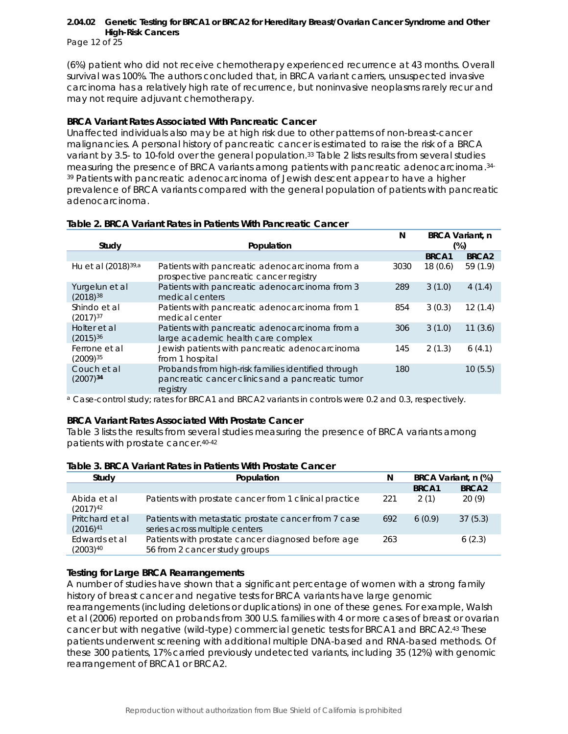(6%) patient who did not receive chemotherapy experienced recurrence at 43 months. Overall survival was 100%. The authors concluded that, in BRCA variant carriers, unsuspected invasive carcinoma has a relatively high rate of recurrence, but noninvasive neoplasms rarely recur and may not require adjuvant chemotherapy.

**BRCA Variant Rates Associated With Pancreatic Cancer**

Unaffected individuals also may be at high risk due to other patterns of non-breast-cancer malignancies. A personal history of pancreatic cancer is estimated to raise the risk of a BRCA variant by 3.5- to 10-fold over the general population.[33] Table 2 lists results from several studies measuring the presence of BRCA variants among patients with pancreatic adenocarcinoma.[34-39] Patients with pancreatic adenocarcinoma of Jewish descent appear to have a higher prevalence of BRCA variants compared with the general population of patients with pancreatic adenocarcinoma.

**Table 2. BRCA Variant Rates in Patients With Pancreatic Cancer**

| Study | Population | N | BRCA Variant, n (%) | |
|---|---|---|---|---|
| | | | BRCA1 | BRCA2 |
| Hu et al (2018)[39,a] | Patients with pancreatic adenocarcinoma from a prospective pancreatic cancer registry | 3030 | 18 (0.6) | 59 (1.9) |
| Yurgelun et al (2018)[38] | Patients with pancreatic adenocarcinoma from 3 medical centers | 289 | 3 (1.0) | 4 (1.4) |
| Shindo et al (2017)[37] | Patients with pancreatic adenocarcinoma from 1 medical center | 854 | 3 (0.3) | 12 (1.4) |
| Holter et al (2015)[36] | Patients with pancreatic adenocarcinoma from a large academic health care complex | 306 | 3 (1.0) | 11 (3.6) |
| Ferrone et al (2009)[35] | Jewish patients with pancreatic adenocarcinoma from 1 hospital | 145 | 2 (1.3) | 6 (4.1) |
| Couch et al (2007)[34] | Probands from high-risk families identified through pancreatic cancer clinics and a pancreatic tumor registry | 180 | | 10 (5.5) |

[a] Case-control study; rates for BRCA1 and BRCA2 variants in controls were 0.2 and 0.3, respectively.

**BRCA Variant Rates Associated With Prostate Cancer**

Table 3 lists the results from several studies measuring the presence of BRCA variants among patients with prostate cancer.[40-42]

**Table 3. BRCA Variant Rates in Patients With Prostate Cancer**

| Study | Population | N | BRCA Variant, n (%) | |
|---|---|---|---|---|
| | | | BRCA1 | BRCA2 |
| Abida et al (2017)[42] | Patients with prostate cancer from 1 clinical practice | 221 | 2 (1) | 20 (9) |
| Pritchard et al (2016)[41] | Patients with metastatic prostate cancer from 7 case series across multiple centers | 692 | 6 (0.9) | 37 (5.3) |
| Edwards et al (2003)[40] | Patients with prostate cancer diagnosed before age 56 from 2 cancer study groups | 263 | | 6 (2.3) |

**Testing for Large BRCA Rearrangements**

A number of studies have shown that a significant percentage of women with a strong family history of breast cancer and negative tests for BRCA variants have large genomic rearrangements (including deletions or duplications) in one of these genes. For example, Walsh et al (2006) reported on probands from 300 U.S. families with 4 or more cases of breast or ovarian cancer but with negative (wild-type) commercial genetic tests for BRCA1 and BRCA2.[43] These patients underwent screening with additional multiple DNA-based and RNA-based methods. Of these 300 patients, 17% carried previously undetected variants, including 35 (12%) with genomic rearrangement of BRCA1 or BRCA2.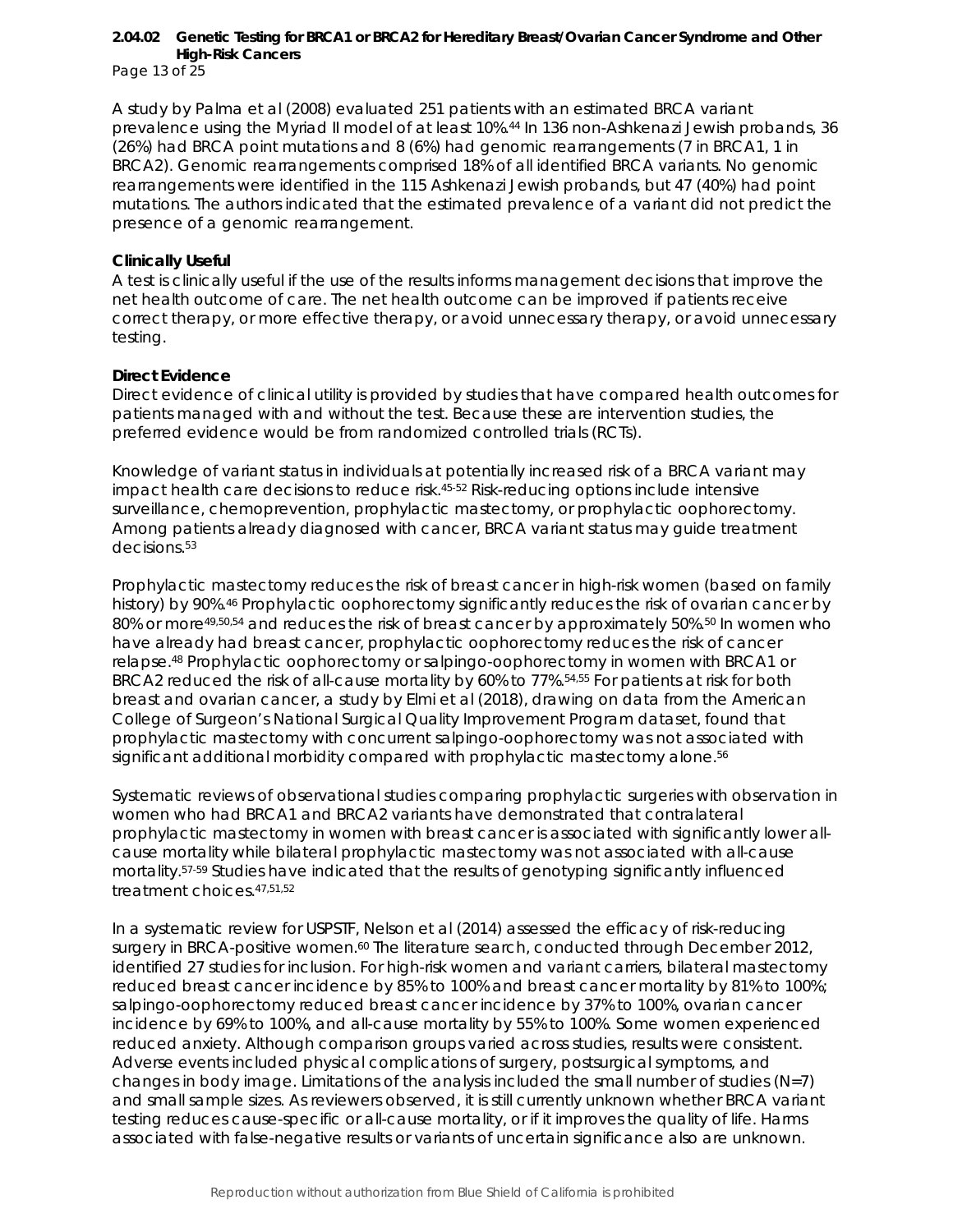A study by Palma et al (2008) evaluated 251 patients with an estimated BRCA variant prevalence using the Myriad II model of at least 10%.[44] In 136 non-Ashkenazi Jewish probands, 36 (26%) had BRCA point mutations and 8 (6%) had genomic rearrangements (7 in BRCA1, 1 in BRCA2). Genomic rearrangements comprised 18% of all identified BRCA variants. No genomic rearrangements were identified in the 115 Ashkenazi Jewish probands, but 47 (40%) had point mutations. The authors indicated that the estimated prevalence of a variant did not predict the presence of a genomic rearrangement.

**Clinically Useful**

A test is clinically useful if the use of the results informs management decisions that improve the net health outcome of care. The net health outcome can be improved if patients receive correct therapy, or more effective therapy, or avoid unnecessary therapy, or avoid unnecessary testing.

**Direct Evidence**

Direct evidence of clinical utility is provided by studies that have compared health outcomes for patients managed with and without the test. Because these are intervention studies, the preferred evidence would be from randomized controlled trials (RCTs).

Knowledge of variant status in individuals at potentially increased risk of a BRCA variant may impact health care decisions to reduce risk.[45-52] Risk-reducing options include intensive surveillance, chemoprevention, prophylactic mastectomy, or prophylactic oophorectomy. Among patients already diagnosed with cancer, BRCA variant status may guide treatment decisions.[53]

Prophylactic mastectomy reduces the risk of breast cancer in high-risk women (based on family history) by 90%.[46] Prophylactic oophorectomy significantly reduces the risk of ovarian cancer by 80% or more[49,50,54] and reduces the risk of breast cancer by approximately 50%.[50] In women who have already had breast cancer, prophylactic oophorectomy reduces the risk of cancer relapse.[48] Prophylactic oophorectomy or salpingo-oophorectomy in women with BRCA1 or BRCA2 reduced the risk of all-cause mortality by 60% to 77%.[54,55] For patients at risk for both breast and ovarian cancer, a study by Elmi et al (2018), drawing on data from the American College of Surgeon's National Surgical Quality Improvement Program dataset, found that prophylactic mastectomy with concurrent salpingo-oophorectomy was not associated with significant additional morbidity compared with prophylactic mastectomy alone.[56]

Systematic reviews of observational studies comparing prophylactic surgeries with observation in women who had BRCA1 and BRCA2 variants have demonstrated that contralateral prophylactic mastectomy in women with breast cancer is associated with significantly lower all-cause mortality while bilateral prophylactic mastectomy was not associated with all-cause mortality.[57-59] Studies have indicated that the results of genotyping significantly influenced treatment choices.[47,51,52]

In a systematic review for USPSTF, Nelson et al (2014) assessed the efficacy of risk-reducing surgery in BRCA-positive women.[60] The literature search, conducted through December 2012, identified 27 studies for inclusion. For high-risk women and variant carriers, bilateral mastectomy reduced breast cancer incidence by 85% to 100% and breast cancer mortality by 81% to 100%; salpingo-oophorectomy reduced breast cancer incidence by 37% to 100%, ovarian cancer incidence by 69% to 100%, and all-cause mortality by 55% to 100%. Some women experienced reduced anxiety. Although comparison groups varied across studies, results were consistent. Adverse events included physical complications of surgery, postsurgical symptoms, and changes in body image. Limitations of the analysis included the small number of studies (N=7) and small sample sizes. As reviewers observed, it is still currently unknown whether BRCA variant testing reduces cause-specific or all-cause mortality, or if it improves the quality of life. Harms associated with false-negative results or variants of uncertain significance also are unknown.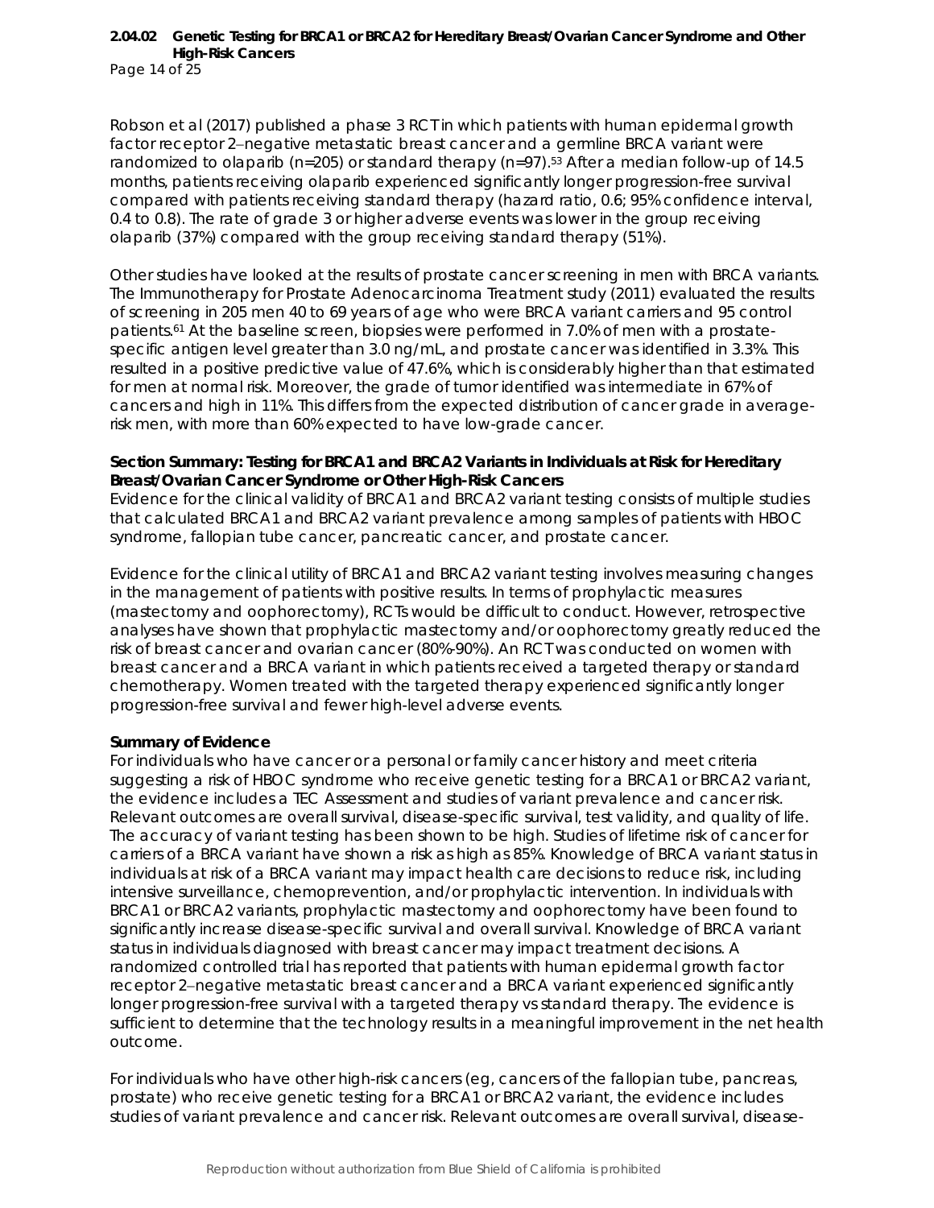Robson et al (2017) published a phase 3 RCT in which patients with human epidermal growth factor receptor 2–negative metastatic breast cancer and a germline BRCA variant were randomized to olaparib (n=205) or standard therapy (n=97).[53] After a median follow-up of 14.5 months, patients receiving olaparib experienced significantly longer progression-free survival compared with patients receiving standard therapy (hazard ratio, 0.6; 95% confidence interval, 0.4 to 0.8). The rate of grade 3 or higher adverse events was lower in the group receiving olaparib (37%) compared with the group receiving standard therapy (51%).

Other studies have looked at the results of prostate cancer screening in men with BRCA variants. The Immunotherapy for Prostate Adenocarcinoma Treatment study (2011) evaluated the results of screening in 205 men 40 to 69 years of age who were BRCA variant carriers and 95 control patients.[61] At the baseline screen, biopsies were performed in 7.0% of men with a prostate-specific antigen level greater than 3.0 ng/mL, and prostate cancer was identified in 3.3%. This resulted in a positive predictive value of 47.6%, which is considerably higher than that estimated for men at normal risk. Moreover, the grade of tumor identified was intermediate in 67% of cancers and high in 11%. This differs from the expected distribution of cancer grade in average-risk men, with more than 60% expected to have low-grade cancer.

**Section Summary: Testing for BRCA1 and BRCA2 Variants in Individuals at Risk for Hereditary Breast/Ovarian Cancer Syndrome or Other High-Risk Cancers**

Evidence for the clinical validity of BRCA1 and BRCA2 variant testing consists of multiple studies that calculated BRCA1 and BRCA2 variant prevalence among samples of patients with HBOC syndrome, fallopian tube cancer, pancreatic cancer, and prostate cancer.

Evidence for the clinical utility of BRCA1 and BRCA2 variant testing involves measuring changes in the management of patients with positive results. In terms of prophylactic measures (mastectomy and oophorectomy), RCTs would be difficult to conduct. However, retrospective analyses have shown that prophylactic mastectomy and/or oophorectomy greatly reduced the risk of breast cancer and ovarian cancer (80%-90%). An RCT was conducted on women with breast cancer and a BRCA variant in which patients received a targeted therapy or standard chemotherapy. Women treated with the targeted therapy experienced significantly longer progression-free survival and fewer high-level adverse events.

**Summary of Evidence**

For individuals who have cancer or a personal or family cancer history and meet criteria suggesting a risk of HBOC syndrome who receive genetic testing for a BRCA1 or BRCA2 variant, the evidence includes a TEC Assessment and studies of variant prevalence and cancer risk. Relevant outcomes are overall survival, disease-specific survival, test validity, and quality of life. The accuracy of variant testing has been shown to be high. Studies of lifetime risk of cancer for carriers of a BRCA variant have shown a risk as high as 85%. Knowledge of BRCA variant status in individuals at risk of a BRCA variant may impact health care decisions to reduce risk, including intensive surveillance, chemoprevention, and/or prophylactic intervention. In individuals with BRCA1 or BRCA2 variants, prophylactic mastectomy and oophorectomy have been found to significantly increase disease-specific survival and overall survival. Knowledge of BRCA variant status in individuals diagnosed with breast cancer may impact treatment decisions. A randomized controlled trial has reported that patients with human epidermal growth factor receptor 2–negative metastatic breast cancer and a BRCA variant experienced significantly longer progression-free survival with a targeted therapy vs standard therapy. The evidence is sufficient to determine that the technology results in a meaningful improvement in the net health outcome.

For individuals who have other high-risk cancers (eg, cancers of the fallopian tube, pancreas, prostate) who receive genetic testing for a BRCA1 or BRCA2 variant, the evidence includes studies of variant prevalence and cancer risk. Relevant outcomes are overall survival, disease-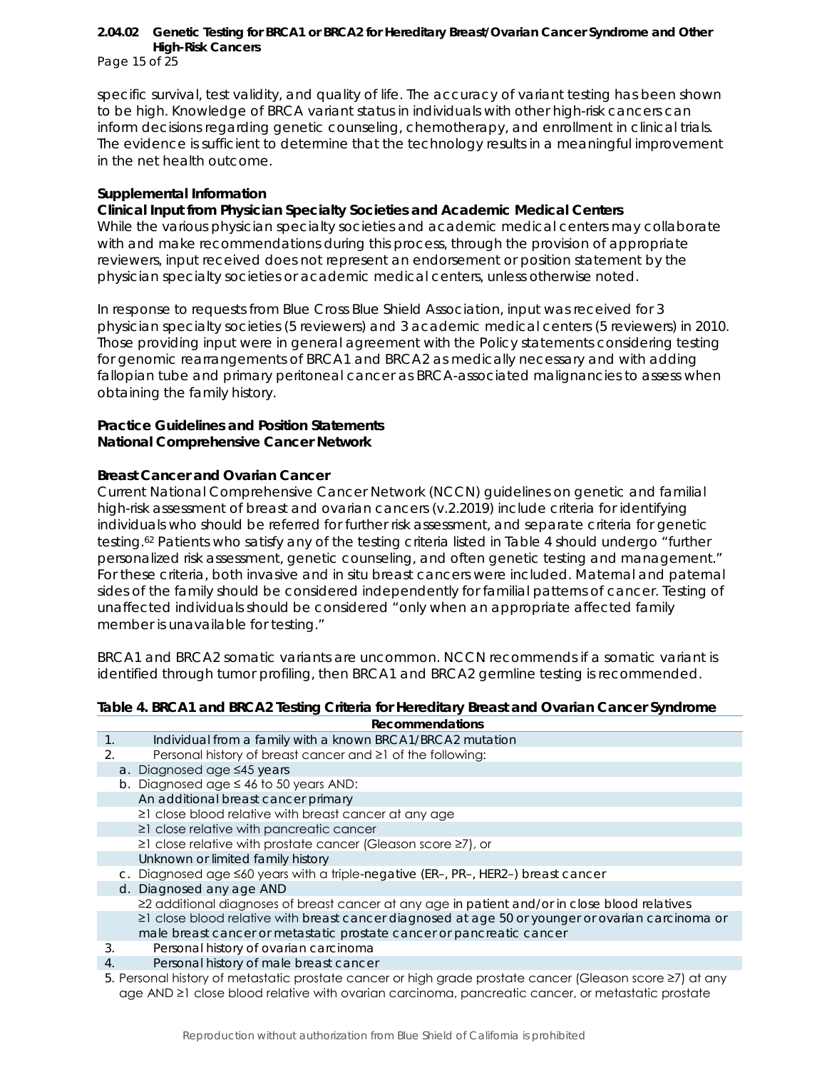specific survival, test validity, and quality of life. The accuracy of variant testing has been shown to be high. Knowledge of BRCA variant status in individuals with other high-risk cancers can inform decisions regarding genetic counseling, chemotherapy, and enrollment in clinical trials. The evidence is sufficient to determine that the technology results in a meaningful improvement in the net health outcome.

## Supplemental Information

### Clinical Input from Physician Specialty Societies and Academic Medical Centers

While the various physician specialty societies and academic medical centers may collaborate with and make recommendations during this process, through the provision of appropriate reviewers, input received does not represent an endorsement or position statement by the physician specialty societies or academic medical centers, unless otherwise noted.

In response to requests from Blue Cross Blue Shield Association, input was received for 3 physician specialty societies (5 reviewers) and 3 academic medical centers (5 reviewers) in 2010. Those providing input were in general agreement with the Policy statements considering testing for genomic rearrangements of BRCA1 and BRCA2 as medically necessary and with adding fallopian tube and primary peritoneal cancer as BRCA-associated malignancies to assess when obtaining the family history.

## Practice Guidelines and Position Statements

### National Comprehensive Cancer Network

### Breast Cancer and Ovarian Cancer

Current National Comprehensive Cancer Network (NCCN) guidelines on genetic and familial high-risk assessment of breast and ovarian cancers (v.2.2019) include criteria for identifying individuals who should be referred for further risk assessment, and separate criteria for genetic testing.[62] Patients who satisfy any of the testing criteria listed in Table 4 should undergo "further personalized risk assessment, genetic counseling, and often genetic testing and management." For these criteria, both invasive and in situ breast cancers were included. Maternal and paternal sides of the family should be considered independently for familial patterns of cancer. Testing of unaffected individuals should be considered "only when an appropriate affected family member is unavailable for testing."

BRCA1 and BRCA2 somatic variants are uncommon. NCCN recommends if a somatic variant is identified through tumor profiling, then BRCA1 and BRCA2 germline testing is recommended.

**Table 4. BRCA1 and BRCA2 Testing Criteria for Hereditary Breast and Ovarian Cancer Syndrome**

| Recommendations |
|---|
| 1. Individual from a family with a known BRCA1/BRCA2 mutation |
| 2. Personal history of breast cancer and ≥1 of the following: |
| a. Diagnosed age ≤45 years |
| b. Diagnosed age ≤ 46 to 50 years AND: |
| An additional breast cancer primary |
| ≥1 close blood relative with breast cancer at any age |
| ≥1 close relative with pancreatic cancer |
| ≥1 close relative with prostate cancer (Gleason score ≥7), or |
| Unknown or limited family history |
| c. Diagnosed age ≤60 years with a triple-negative (ER–, PR–, HER2–) breast cancer |
| d. Diagnosed any age AND |
| ≥2 additional diagnoses of breast cancer at any age in patient and/or in close blood relatives |
| ≥1 close blood relative with breast cancer diagnosed at age 50 or younger or ovarian carcinoma or male breast cancer or metastatic prostate cancer or pancreatic cancer |
| 3. Personal history of ovarian carcinoma |
| 4. Personal history of male breast cancer |
| 5. Personal history of metastatic prostate cancer or high grade prostate cancer (Gleason score ≥7) at any age AND ≥1 close blood relative with ovarian carcinoma, pancreatic cancer, or metastatic prostate |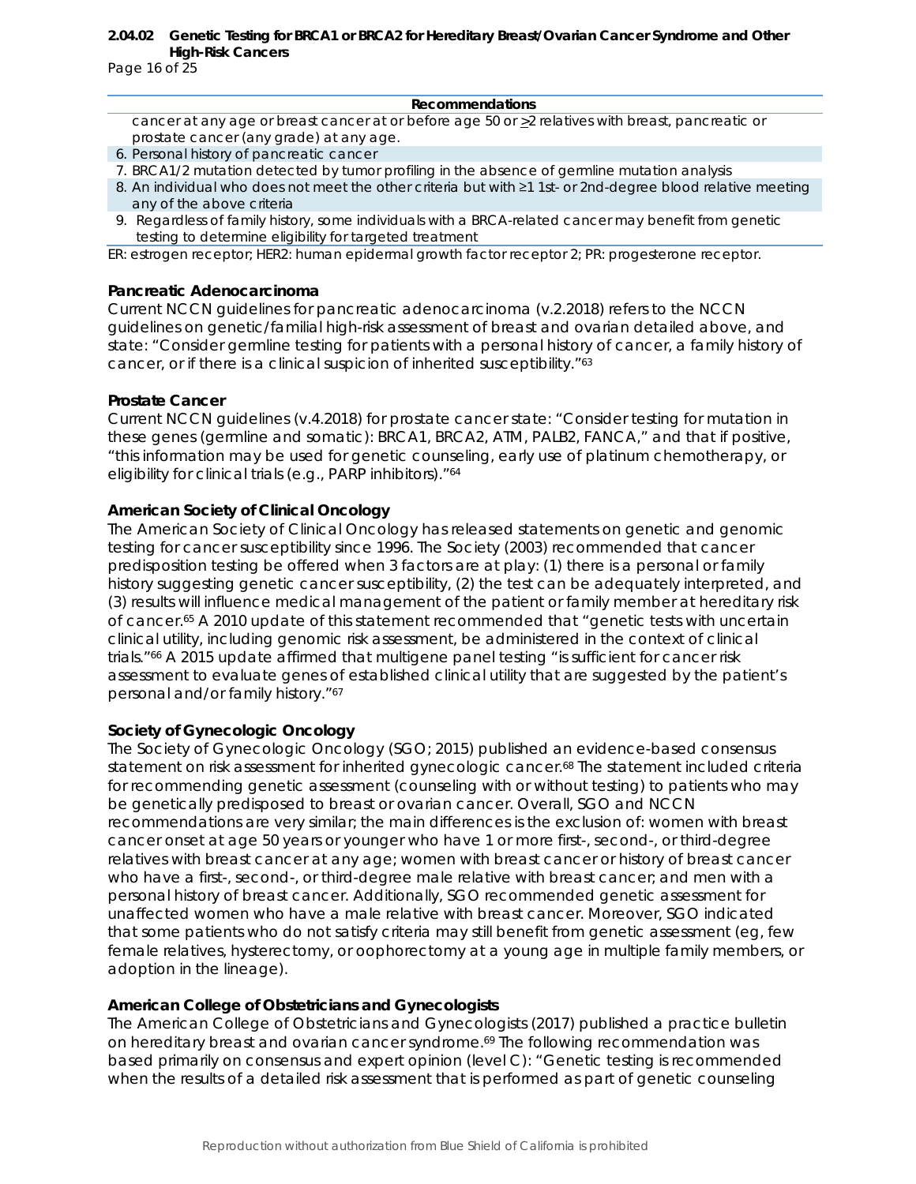| Recommendations |
|---|
| cancer at any age or breast cancer at or before age 50 or ≥2 relatives with breast, pancreatic or prostate cancer (any grade) at any age. |
| 6. Personal history of pancreatic cancer |
| 7. BRCA1/2 mutation detected by tumor profiling in the absence of germline mutation analysis |
| 8. An individual who does not meet the other criteria but with ≥1 1st- or 2nd-degree blood relative meeting any of the above criteria |
| 9. Regardless of family history, some individuals with a BRCA-related cancer may benefit from genetic testing to determine eligibility for targeted treatment |

ER: estrogen receptor; HER2: human epidermal growth factor receptor 2; PR: progesterone receptor.

### Pancreatic Adenocarcinoma

Current NCCN guidelines for pancreatic adenocarcinoma (v.2.2018) refers to the NCCN guidelines on genetic/familial high-risk assessment of breast and ovarian detailed above, and state: "Consider germline testing for patients with a personal history of cancer, a family history of cancer, or if there is a clinical suspicion of inherited susceptibility."[63]

### Prostate Cancer

Current NCCN guidelines (v.4.2018) for prostate cancer state: "Consider testing for mutation in these genes (germline and somatic): BRCA1, BRCA2, ATM, PALB2, FANCA," and that if positive, "this information may be used for genetic counseling, early use of platinum chemotherapy, or eligibility for clinical trials (e.g., PARP inhibitors)."[64]

### American Society of Clinical Oncology

The American Society of Clinical Oncology has released statements on genetic and genomic testing for cancer susceptibility since 1996. The Society (2003) recommended that cancer predisposition testing be offered when 3 factors are at play: (1) there is a personal or family history suggesting genetic cancer susceptibility, (2) the test can be adequately interpreted, and (3) results will influence medical management of the patient or family member at hereditary risk of cancer.[65] A 2010 update of this statement recommended that "genetic tests with uncertain clinical utility, including genomic risk assessment, be administered in the context of clinical trials."[66] A 2015 update affirmed that multigene panel testing "is sufficient for cancer risk assessment to evaluate genes of established clinical utility that are suggested by the patient's personal and/or family history."[67]

### Society of Gynecologic Oncology

The Society of Gynecologic Oncology (SGO; 2015) published an evidence-based consensus statement on risk assessment for inherited gynecologic cancer.[68] The statement included criteria for recommending genetic assessment (counseling with or without testing) to patients who may be genetically predisposed to breast or ovarian cancer. Overall, SGO and NCCN recommendations are very similar; the main differences is the exclusion of: women with breast cancer onset at age 50 years or younger who have 1 or more first-, second-, or third-degree relatives with breast cancer at any age; women with breast cancer or history of breast cancer who have a first-, second-, or third-degree male relative with breast cancer; and men with a personal history of breast cancer. Additionally, SGO recommended genetic assessment for unaffected women who have a male relative with breast cancer. Moreover, SGO indicated that some patients who do not satisfy criteria may still benefit from genetic assessment (eg, few female relatives, hysterectomy, or oophorectomy at a young age in multiple family members, or adoption in the lineage).

### American College of Obstetricians and Gynecologists

The American College of Obstetricians and Gynecologists (2017) published a practice bulletin on hereditary breast and ovarian cancer syndrome.[69] The following recommendation was based primarily on consensus and expert opinion (level C): "Genetic testing is recommended when the results of a detailed risk assessment that is performed as part of genetic counseling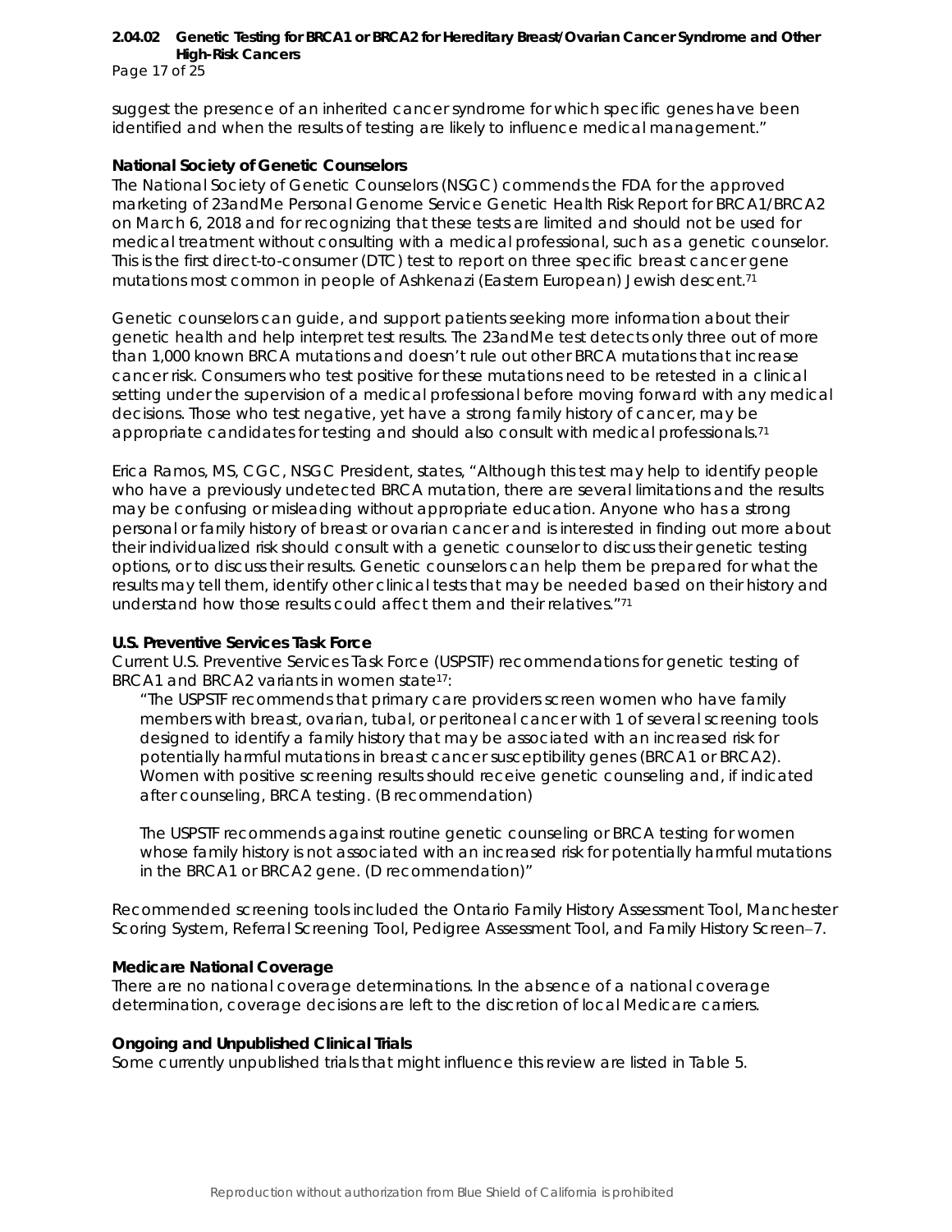suggest the presence of an inherited cancer syndrome for which specific genes have been identified and when the results of testing are likely to influence medical management."

### National Society of Genetic Counselors

The National Society of Genetic Counselors (NSGC) commends the FDA for the approved marketing of 23andMe Personal Genome Service Genetic Health Risk Report for BRCA1/BRCA2 on March 6, 2018 and for recognizing that these tests are limited and should not be used for medical treatment without consulting with a medical professional, such as a genetic counselor. This is the first direct-to-consumer (DTC) test to report on three specific breast cancer gene mutations most common in people of Ashkenazi (Eastern European) Jewish descent.[71]

Genetic counselors can guide, and support patients seeking more information about their genetic health and help interpret test results. The 23andMe test detects only three out of more than 1,000 known BRCA mutations and doesn't rule out other BRCA mutations that increase cancer risk. Consumers who test positive for these mutations need to be retested in a clinical setting under the supervision of a medical professional before moving forward with any medical decisions. Those who test negative, yet have a strong family history of cancer, may be appropriate candidates for testing and should also consult with medical professionals.[71]

Erica Ramos, MS, CGC, NSGC President, states, "Although this test may help to identify people who have a previously undetected BRCA mutation, there are several limitations and the results may be confusing or misleading without appropriate education. Anyone who has a strong personal or family history of breast or ovarian cancer and is interested in finding out more about their individualized risk should consult with a genetic counselor to discuss their genetic testing options, or to discuss their results. Genetic counselors can help them be prepared for what the results may tell them, identify other clinical tests that may be needed based on their history and understand how those results could affect them and their relatives."[71]

### U.S. Preventive Services Task Force

Current U.S. Preventive Services Task Force (USPSTF) recommendations for genetic testing of BRCA1 and BRCA2 variants in women state[17]:

> "The USPSTF recommends that primary care providers screen women who have family members with breast, ovarian, tubal, or peritoneal cancer with 1 of several screening tools designed to identify a family history that may be associated with an increased risk for potentially harmful mutations in breast cancer susceptibility genes (BRCA1 or BRCA2). Women with positive screening results should receive genetic counseling and, if indicated after counseling, BRCA testing. (B recommendation)
>
> The USPSTF recommends against routine genetic counseling or BRCA testing for women whose family history is not associated with an increased risk for potentially harmful mutations in the BRCA1 or BRCA2 gene. (D recommendation)"

Recommended screening tools included the Ontario Family History Assessment Tool, Manchester Scoring System, Referral Screening Tool, Pedigree Assessment Tool, and Family History Screen−7.

### Medicare National Coverage

There are no national coverage determinations. In the absence of a national coverage determination, coverage decisions are left to the discretion of local Medicare carriers.

### Ongoing and Unpublished Clinical Trials

Some currently unpublished trials that might influence this review are listed in Table 5.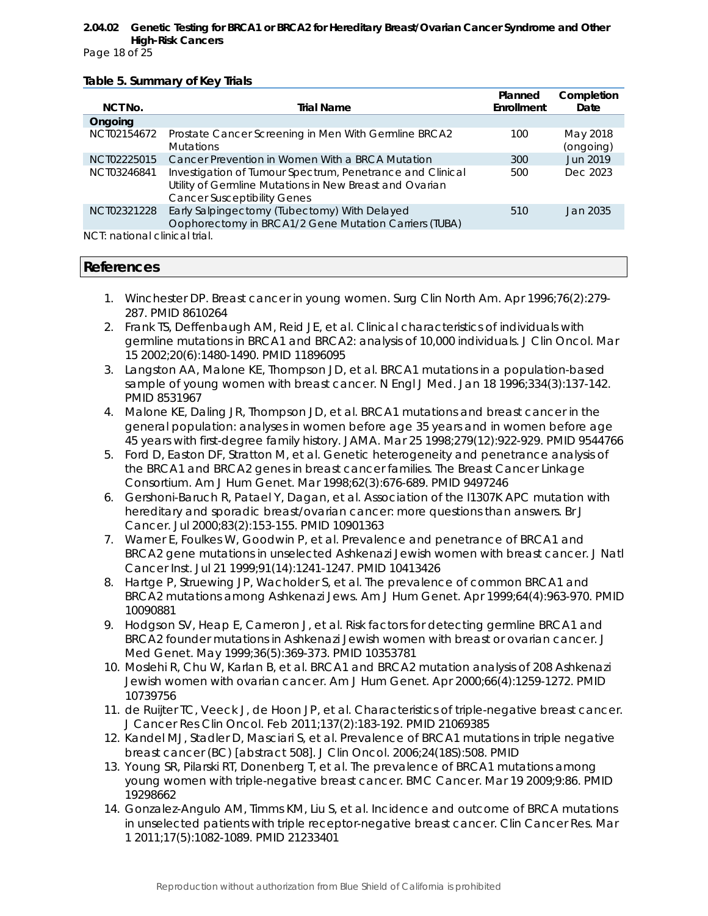**Table 5. Summary of Key Trials**

| NCT No. | Trial Name | Planned Enrollment | Completion Date |
|---|---|---|---|
| **Ongoing** | | | |
| NCT02154672 | Prostate Cancer Screening in Men With Germline BRCA2 Mutations | 100 | May 2018 (ongoing) |
| NCT02225015 | Cancer Prevention in Women With a BRCA Mutation | 300 | Jun 2019 |
| NCT03246841 | Investigation of Tumour Spectrum, Penetrance and Clinical Utility of Germline Mutations in New Breast and Ovarian Cancer Susceptibility Genes | 500 | Dec 2023 |
| NCT02321228 | Early Salpingectomy (Tubectomy) With Delayed Oophorectomy in BRCA1/2 Gene Mutation Carriers (TUBA) | 510 | Jan 2035 |

NCT: national clinical trial.

## References

1. Winchester DP. Breast cancer in young women. Surg Clin North Am. Apr 1996;76(2):279-287. PMID 8610264
2. Frank TS, Deffenbaugh AM, Reid JE, et al. Clinical characteristics of individuals with germline mutations in BRCA1 and BRCA2: analysis of 10,000 individuals. J Clin Oncol. Mar 15 2002;20(6):1480-1490. PMID 11896095
3. Langston AA, Malone KE, Thompson JD, et al. BRCA1 mutations in a population-based sample of young women with breast cancer. N Engl J Med. Jan 18 1996;334(3):137-142. PMID 8531967
4. Malone KE, Daling JR, Thompson JD, et al. BRCA1 mutations and breast cancer in the general population: analyses in women before age 35 years and in women before age 45 years with first-degree family history. JAMA. Mar 25 1998;279(12):922-929. PMID 9544766
5. Ford D, Easton DF, Stratton M, et al. Genetic heterogeneity and penetrance analysis of the BRCA1 and BRCA2 genes in breast cancer families. The Breast Cancer Linkage Consortium. Am J Hum Genet. Mar 1998;62(3):676-689. PMID 9497246
6. Gershoni-Baruch R, Patael Y, Dagan, et al. Association of the I1307K APC mutation with hereditary and sporadic breast/ovarian cancer: more questions than answers. Br J Cancer. Jul 2000;83(2):153-155. PMID 10901363
7. Warner E, Foulkes W, Goodwin P, et al. Prevalence and penetrance of BRCA1 and BRCA2 gene mutations in unselected Ashkenazi Jewish women with breast cancer. J Natl Cancer Inst. Jul 21 1999;91(14):1241-1247. PMID 10413426
8. Hartge P, Struewing JP, Wacholder S, et al. The prevalence of common BRCA1 and BRCA2 mutations among Ashkenazi Jews. Am J Hum Genet. Apr 1999;64(4):963-970. PMID 10090881
9. Hodgson SV, Heap E, Cameron J, et al. Risk factors for detecting germline BRCA1 and BRCA2 founder mutations in Ashkenazi Jewish women with breast or ovarian cancer. J Med Genet. May 1999;36(5):369-373. PMID 10353781
10. Moslehi R, Chu W, Karlan B, et al. BRCA1 and BRCA2 mutation analysis of 208 Ashkenazi Jewish women with ovarian cancer. Am J Hum Genet. Apr 2000;66(4):1259-1272. PMID 10739756
11. de Ruijter TC, Veeck J, de Hoon JP, et al. Characteristics of triple-negative breast cancer. J Cancer Res Clin Oncol. Feb 2011;137(2):183-192. PMID 21069385
12. Kandel MJ, Stadler D, Masciari S, et al. Prevalence of BRCA1 mutations in triple negative breast cancer (BC) [abstract 508]. J Clin Oncol. 2006;24(18S):508. PMID
13. Young SR, Pilarski RT, Donenberg T, et al. The prevalence of BRCA1 mutations among young women with triple-negative breast cancer. BMC Cancer. Mar 19 2009;9:86. PMID 19298662
14. Gonzalez-Angulo AM, Timms KM, Liu S, et al. Incidence and outcome of BRCA mutations in unselected patients with triple receptor-negative breast cancer. Clin Cancer Res. Mar 1 2011;17(5):1082-1089. PMID 21233401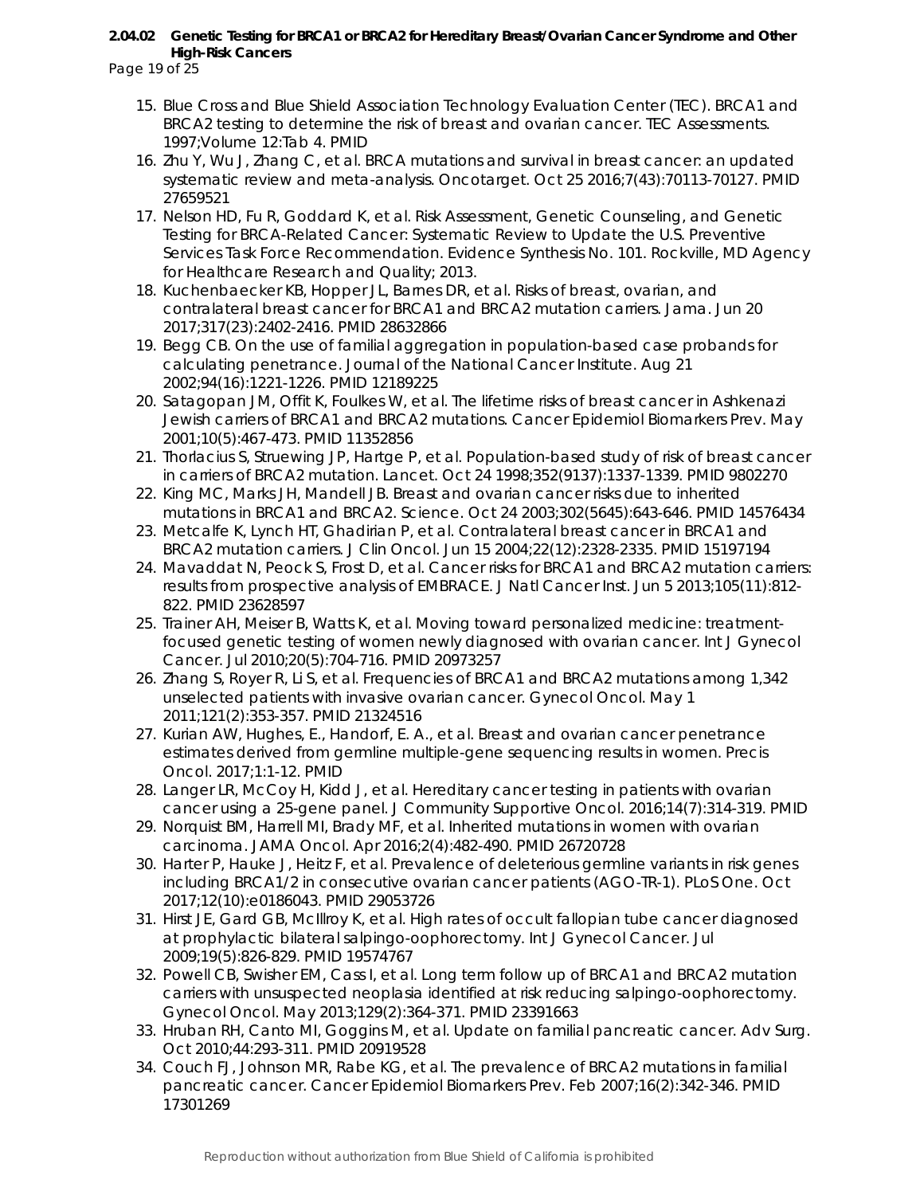15. Blue Cross and Blue Shield Association Technology Evaluation Center (TEC). BRCA1 and BRCA2 testing to determine the risk of breast and ovarian cancer. TEC Assessments. 1997;Volume 12:Tab 4. PMID
16. Zhu Y, Wu J, Zhang C, et al. BRCA mutations and survival in breast cancer: an updated systematic review and meta-analysis. Oncotarget. Oct 25 2016;7(43):70113-70127. PMID 27659521
17. Nelson HD, Fu R, Goddard K, et al. Risk Assessment, Genetic Counseling, and Genetic Testing for BRCA-Related Cancer: Systematic Review to Update the U.S. Preventive Services Task Force Recommendation. Evidence Synthesis No. 101. Rockville, MD Agency for Healthcare Research and Quality; 2013.
18. Kuchenbaecker KB, Hopper JL, Barnes DR, et al. Risks of breast, ovarian, and contralateral breast cancer for BRCA1 and BRCA2 mutation carriers. Jama. Jun 20 2017;317(23):2402-2416. PMID 28632866
19. Begg CB. On the use of familial aggregation in population-based case probands for calculating penetrance. Journal of the National Cancer Institute. Aug 21 2002;94(16):1221-1226. PMID 12189225
20. Satagopan JM, Offit K, Foulkes W, et al. The lifetime risks of breast cancer in Ashkenazi Jewish carriers of BRCA1 and BRCA2 mutations. Cancer Epidemiol Biomarkers Prev. May 2001;10(5):467-473. PMID 11352856
21. Thorlacius S, Struewing JP, Hartge P, et al. Population-based study of risk of breast cancer in carriers of BRCA2 mutation. Lancet. Oct 24 1998;352(9137):1337-1339. PMID 9802270
22. King MC, Marks JH, Mandell JB. Breast and ovarian cancer risks due to inherited mutations in BRCA1 and BRCA2. Science. Oct 24 2003;302(5645):643-646. PMID 14576434
23. Metcalfe K, Lynch HT, Ghadirian P, et al. Contralateral breast cancer in BRCA1 and BRCA2 mutation carriers. J Clin Oncol. Jun 15 2004;22(12):2328-2335. PMID 15197194
24. Mavaddat N, Peock S, Frost D, et al. Cancer risks for BRCA1 and BRCA2 mutation carriers: results from prospective analysis of EMBRACE. J Natl Cancer Inst. Jun 5 2013;105(11):812-822. PMID 23628597
25. Trainer AH, Meiser B, Watts K, et al. Moving toward personalized medicine: treatment-focused genetic testing of women newly diagnosed with ovarian cancer. Int J Gynecol Cancer. Jul 2010;20(5):704-716. PMID 20973257
26. Zhang S, Royer R, Li S, et al. Frequencies of BRCA1 and BRCA2 mutations among 1,342 unselected patients with invasive ovarian cancer. Gynecol Oncol. May 1 2011;121(2):353-357. PMID 21324516
27. Kurian AW, Hughes, E., Handorf, E. A., et al. Breast and ovarian cancer penetrance estimates derived from germline multiple-gene sequencing results in women. Precis Oncol. 2017;1:1-12. PMID
28. Langer LR, McCoy H, Kidd J, et al. Hereditary cancer testing in patients with ovarian cancer using a 25-gene panel. J Community Supportive Oncol. 2016;14(7):314-319. PMID
29. Norquist BM, Harrell MI, Brady MF, et al. Inherited mutations in women with ovarian carcinoma. JAMA Oncol. Apr 2016;2(4):482-490. PMID 26720728
30. Harter P, Hauke J, Heitz F, et al. Prevalence of deleterious germline variants in risk genes including BRCA1/2 in consecutive ovarian cancer patients (AGO-TR-1). PLoS One. Oct 2017;12(10):e0186043. PMID 29053726
31. Hirst JE, Gard GB, McIllroy K, et al. High rates of occult fallopian tube cancer diagnosed at prophylactic bilateral salpingo-oophorectomy. Int J Gynecol Cancer. Jul 2009;19(5):826-829. PMID 19574767
32. Powell CB, Swisher EM, Cass I, et al. Long term follow up of BRCA1 and BRCA2 mutation carriers with unsuspected neoplasia identified at risk reducing salpingo-oophorectomy. Gynecol Oncol. May 2013;129(2):364-371. PMID 23391663
33. Hruban RH, Canto MI, Goggins M, et al. Update on familial pancreatic cancer. Adv Surg. Oct 2010;44:293-311. PMID 20919528
34. Couch FJ, Johnson MR, Rabe KG, et al. The prevalence of BRCA2 mutations in familial pancreatic cancer. Cancer Epidemiol Biomarkers Prev. Feb 2007;16(2):342-346. PMID 17301269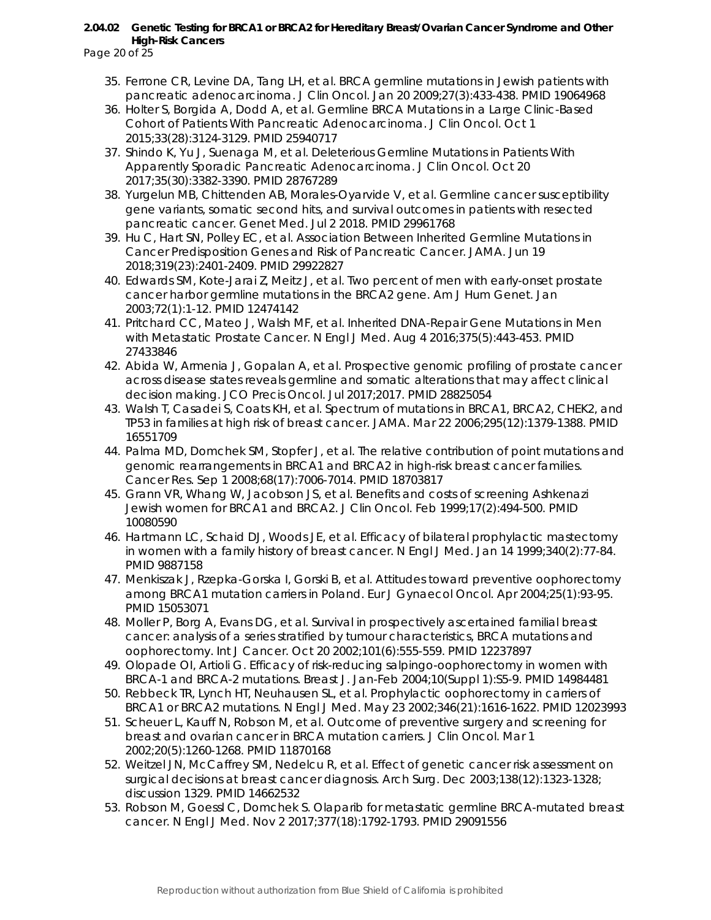35. Ferrone CR, Levine DA, Tang LH, et al. BRCA germline mutations in Jewish patients with pancreatic adenocarcinoma. J Clin Oncol. Jan 20 2009;27(3):433-438. PMID 19064968
36. Holter S, Borgida A, Dodd A, et al. Germline BRCA Mutations in a Large Clinic-Based Cohort of Patients With Pancreatic Adenocarcinoma. J Clin Oncol. Oct 1 2015;33(28):3124-3129. PMID 25940717
37. Shindo K, Yu J, Suenaga M, et al. Deleterious Germline Mutations in Patients With Apparently Sporadic Pancreatic Adenocarcinoma. J Clin Oncol. Oct 20 2017;35(30):3382-3390. PMID 28767289
38. Yurgelun MB, Chittenden AB, Morales-Oyarvide V, et al. Germline cancer susceptibility gene variants, somatic second hits, and survival outcomes in patients with resected pancreatic cancer. Genet Med. Jul 2 2018. PMID 29961768
39. Hu C, Hart SN, Polley EC, et al. Association Between Inherited Germline Mutations in Cancer Predisposition Genes and Risk of Pancreatic Cancer. JAMA. Jun 19 2018;319(23):2401-2409. PMID 29922827
40. Edwards SM, Kote-Jarai Z, Meitz J, et al. Two percent of men with early-onset prostate cancer harbor germline mutations in the BRCA2 gene. Am J Hum Genet. Jan 2003;72(1):1-12. PMID 12474142
41. Pritchard CC, Mateo J, Walsh MF, et al. Inherited DNA-Repair Gene Mutations in Men with Metastatic Prostate Cancer. N Engl J Med. Aug 4 2016;375(5):443-453. PMID 27433846
42. Abida W, Armenia J, Gopalan A, et al. Prospective genomic profiling of prostate cancer across disease states reveals germline and somatic alterations that may affect clinical decision making. JCO Precis Oncol. Jul 2017;2017. PMID 28825054
43. Walsh T, Casadei S, Coats KH, et al. Spectrum of mutations in BRCA1, BRCA2, CHEK2, and TP53 in families at high risk of breast cancer. JAMA. Mar 22 2006;295(12):1379-1388. PMID 16551709
44. Palma MD, Domchek SM, Stopfer J, et al. The relative contribution of point mutations and genomic rearrangements in BRCA1 and BRCA2 in high-risk breast cancer families. Cancer Res. Sep 1 2008;68(17):7006-7014. PMID 18703817
45. Grann VR, Whang W, Jacobson JS, et al. Benefits and costs of screening Ashkenazi Jewish women for BRCA1 and BRCA2. J Clin Oncol. Feb 1999;17(2):494-500. PMID 10080590
46. Hartmann LC, Schaid DJ, Woods JE, et al. Efficacy of bilateral prophylactic mastectomy in women with a family history of breast cancer. N Engl J Med. Jan 14 1999;340(2):77-84. PMID 9887158
47. Menkiszak J, Rzepka-Gorska I, Gorski B, et al. Attitudes toward preventive oophorectomy among BRCA1 mutation carriers in Poland. Eur J Gynaecol Oncol. Apr 2004;25(1):93-95. PMID 15053071
48. Moller P, Borg A, Evans DG, et al. Survival in prospectively ascertained familial breast cancer: analysis of a series stratified by tumour characteristics, BRCA mutations and oophorectomy. Int J Cancer. Oct 20 2002;101(6):555-559. PMID 12237897
49. Olopade OI, Artioli G. Efficacy of risk-reducing salpingo-oophorectomy in women with BRCA-1 and BRCA-2 mutations. Breast J. Jan-Feb 2004;10(Suppl 1):S5-9. PMID 14984481
50. Rebbeck TR, Lynch HT, Neuhausen SL, et al. Prophylactic oophorectomy in carriers of BRCA1 or BRCA2 mutations. N Engl J Med. May 23 2002;346(21):1616-1622. PMID 12023993
51. Scheuer L, Kauff N, Robson M, et al. Outcome of preventive surgery and screening for breast and ovarian cancer in BRCA mutation carriers. J Clin Oncol. Mar 1 2002;20(5):1260-1268. PMID 11870168
52. Weitzel JN, McCaffrey SM, Nedelcu R, et al. Effect of genetic cancer risk assessment on surgical decisions at breast cancer diagnosis. Arch Surg. Dec 2003;138(12):1323-1328; discussion 1329. PMID 14662532
53. Robson M, Goessl C, Domchek S. Olaparib for metastatic germline BRCA-mutated breast cancer. N Engl J Med. Nov 2 2017;377(18):1792-1793. PMID 29091556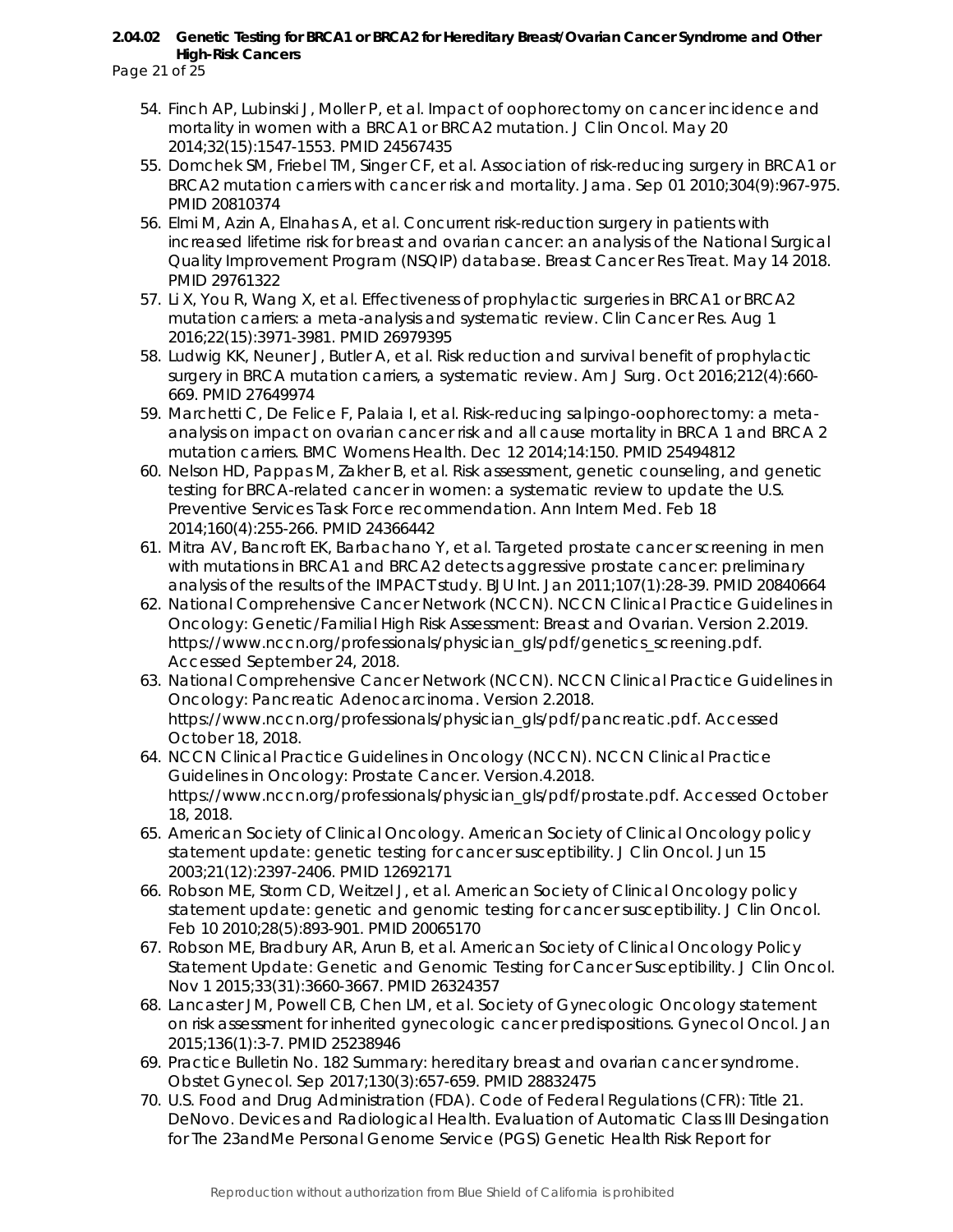54. Finch AP, Lubinski J, Moller P, et al. Impact of oophorectomy on cancer incidence and mortality in women with a BRCA1 or BRCA2 mutation. J Clin Oncol. May 20 2014;32(15):1547-1553. PMID 24567435
55. Domchek SM, Friebel TM, Singer CF, et al. Association of risk-reducing surgery in BRCA1 or BRCA2 mutation carriers with cancer risk and mortality. Jama. Sep 01 2010;304(9):967-975. PMID 20810374
56. Elmi M, Azin A, Elnahas A, et al. Concurrent risk-reduction surgery in patients with increased lifetime risk for breast and ovarian cancer: an analysis of the National Surgical Quality Improvement Program (NSQIP) database. Breast Cancer Res Treat. May 14 2018. PMID 29761322
57. Li X, You R, Wang X, et al. Effectiveness of prophylactic surgeries in BRCA1 or BRCA2 mutation carriers: a meta-analysis and systematic review. Clin Cancer Res. Aug 1 2016;22(15):3971-3981. PMID 26979395
58. Ludwig KK, Neuner J, Butler A, et al. Risk reduction and survival benefit of prophylactic surgery in BRCA mutation carriers, a systematic review. Am J Surg. Oct 2016;212(4):660-669. PMID 27649974
59. Marchetti C, De Felice F, Palaia I, et al. Risk-reducing salpingo-oophorectomy: a meta-analysis on impact on ovarian cancer risk and all cause mortality in BRCA 1 and BRCA 2 mutation carriers. BMC Womens Health. Dec 12 2014;14:150. PMID 25494812
60. Nelson HD, Pappas M, Zakher B, et al. Risk assessment, genetic counseling, and genetic testing for BRCA-related cancer in women: a systematic review to update the U.S. Preventive Services Task Force recommendation. Ann Intern Med. Feb 18 2014;160(4):255-266. PMID 24366442
61. Mitra AV, Bancroft EK, Barbachano Y, et al. Targeted prostate cancer screening in men with mutations in BRCA1 and BRCA2 detects aggressive prostate cancer: preliminary analysis of the results of the IMPACT study. BJU Int. Jan 2011;107(1):28-39. PMID 20840664
62. National Comprehensive Cancer Network (NCCN). NCCN Clinical Practice Guidelines in Oncology: Genetic/Familial High Risk Assessment: Breast and Ovarian. Version 2.2019. https://www.nccn.org/professionals/physician_gls/pdf/genetics_screening.pdf. Accessed September 24, 2018.
63. National Comprehensive Cancer Network (NCCN). NCCN Clinical Practice Guidelines in Oncology: Pancreatic Adenocarcinoma. Version 2.2018. https://www.nccn.org/professionals/physician_gls/pdf/pancreatic.pdf. Accessed October 18, 2018.
64. NCCN Clinical Practice Guidelines in Oncology (NCCN). NCCN Clinical Practice Guidelines in Oncology: Prostate Cancer. Version.4.2018. https://www.nccn.org/professionals/physician_gls/pdf/prostate.pdf. Accessed October 18, 2018.
65. American Society of Clinical Oncology. American Society of Clinical Oncology policy statement update: genetic testing for cancer susceptibility. J Clin Oncol. Jun 15 2003;21(12):2397-2406. PMID 12692171
66. Robson ME, Storm CD, Weitzel J, et al. American Society of Clinical Oncology policy statement update: genetic and genomic testing for cancer susceptibility. J Clin Oncol. Feb 10 2010;28(5):893-901. PMID 20065170
67. Robson ME, Bradbury AR, Arun B, et al. American Society of Clinical Oncology Policy Statement Update: Genetic and Genomic Testing for Cancer Susceptibility. J Clin Oncol. Nov 1 2015;33(31):3660-3667. PMID 26324357
68. Lancaster JM, Powell CB, Chen LM, et al. Society of Gynecologic Oncology statement on risk assessment for inherited gynecologic cancer predispositions. Gynecol Oncol. Jan 2015;136(1):3-7. PMID 25238946
69. Practice Bulletin No. 182 Summary: hereditary breast and ovarian cancer syndrome. Obstet Gynecol. Sep 2017;130(3):657-659. PMID 28832475
70. U.S. Food and Drug Administration (FDA). Code of Federal Regulations (CFR): Title 21. DeNovo. Devices and Radiological Health. Evaluation of Automatic Class III Desingation for The 23andMe Personal Genome Service (PGS) Genetic Health Risk Report for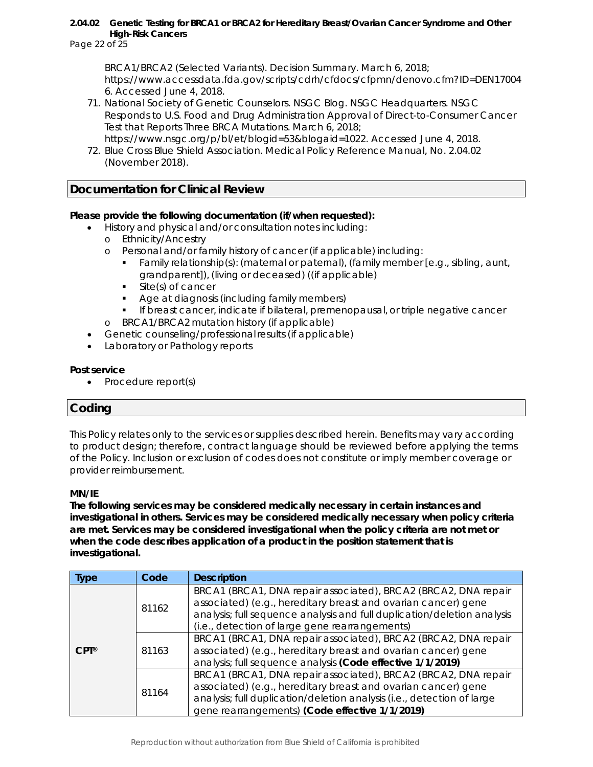BRCA1/BRCA2 (Selected Variants). Decision Summary. March 6, 2018; https://www.accessdata.fda.gov/scripts/cdrh/cfdocs/cfpmn/denovo.cfm?ID=DEN170046. Accessed June 4, 2018.

71. National Society of Genetic Counselors. NSGC Blog. NSGC Headquarters. NSGC Responds to U.S. Food and Drug Administration Approval of Direct-to-Consumer Cancer Test that Reports Three BRCA Mutations. March 6, 2018; https://www.nsgc.org/p/bl/et/blogid=53&blogaid=1022. Accessed June 4, 2018.
72. Blue Cross Blue Shield Association. Medical Policy Reference Manual, No. 2.04.02 (November 2018).

## Documentation for Clinical Review

**Please provide the following documentation (if/when requested):**

- History and physical and/or consultation notes including:
  - Ethnicity/Ancestry
  - Personal and/or family history of cancer (if applicable) including:
    - Family relationship(s): (maternal or paternal), (family member [e.g., sibling, aunt, grandparent]), (living or deceased) ((if applicable)
    - Site(s) of cancer
    - Age at diagnosis (including family members)
    - If breast cancer, indicate if bilateral, premenopausal, or triple negative cancer
  - BRCA1/BRCA2 mutation history (if applicable)
- Genetic counseling/professional results (if applicable)
- Laboratory or Pathology reports

**Post service**

- Procedure report(s)

## Coding

This Policy relates only to the services or supplies described herein. Benefits may vary according to product design; therefore, contract language should be reviewed before applying the terms of the Policy. Inclusion or exclusion of codes does not constitute or imply member coverage or provider reimbursement.

**MN/IE**

**The following services may be considered medically necessary in certain instances and investigational in others. Services may be considered medically necessary when policy criteria are met. Services may be considered investigational when the policy criteria are not met or when the code describes application of a product in the position statement that is investigational.**

| Type | Code | Description |
|---|---|---|
| CPT® | 81162 | BRCA1 (BRCA1, DNA repair associated), BRCA2 (BRCA2, DNA repair associated) (e.g., hereditary breast and ovarian cancer) gene analysis; full sequence analysis and full duplication/deletion analysis (i.e., detection of large gene rearrangements) |
| | 81163 | BRCA1 (BRCA1, DNA repair associated), BRCA2 (BRCA2, DNA repair associated) (e.g., hereditary breast and ovarian cancer) gene analysis; full sequence analysis **(Code effective 1/1/2019)** |
| | 81164 | BRCA1 (BRCA1, DNA repair associated), BRCA2 (BRCA2, DNA repair associated) (e.g., hereditary breast and ovarian cancer) gene analysis; full duplication/deletion analysis (i.e., detection of large gene rearrangements) **(Code effective 1/1/2019)** |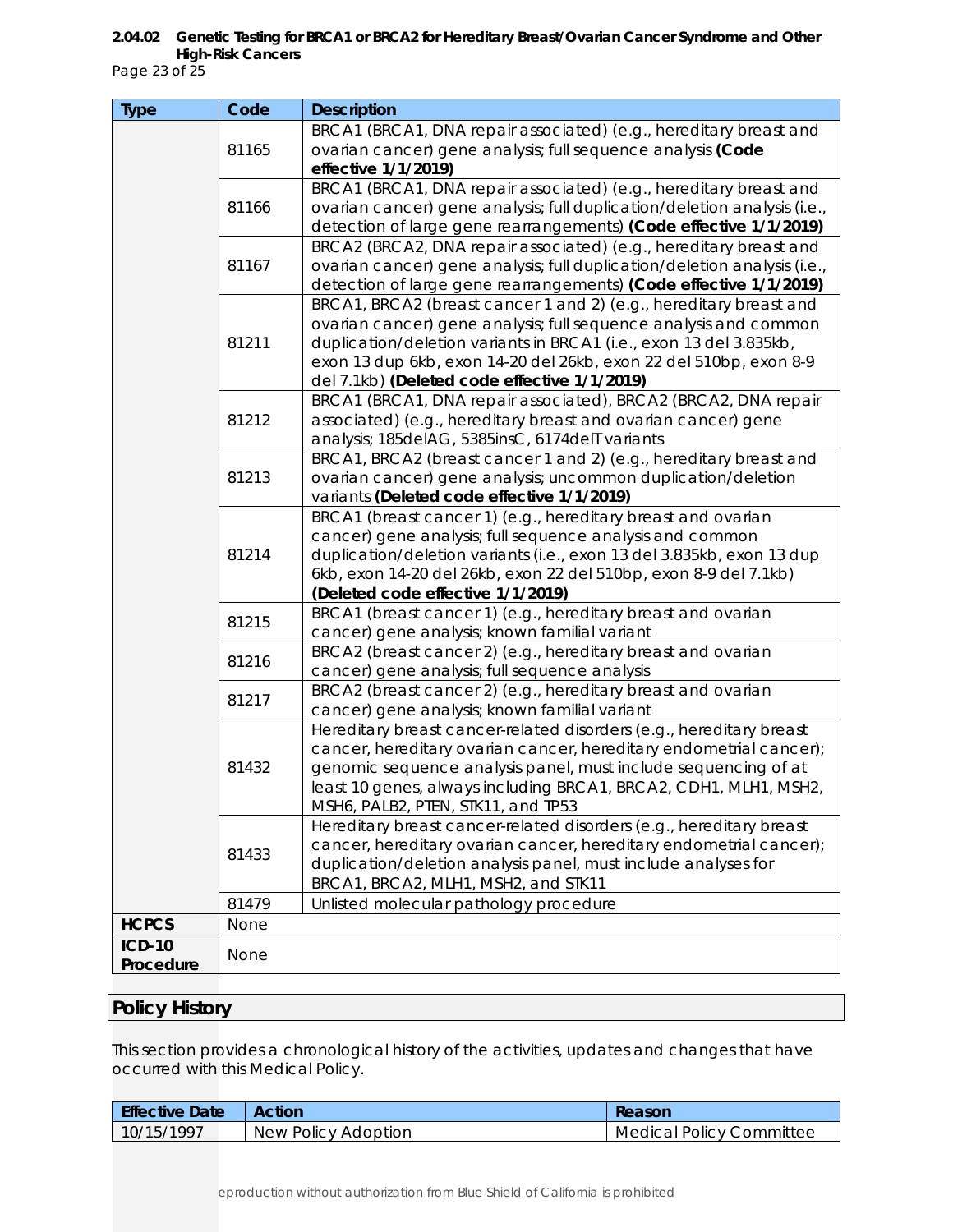| Type | Code | Description |
|---|---|---|
| | 81165 | BRCA1 (BRCA1, DNA repair associated) (e.g., hereditary breast and ovarian cancer) gene analysis; full sequence analysis **(Code effective 1/1/2019)** |
| | 81166 | BRCA1 (BRCA1, DNA repair associated) (e.g., hereditary breast and ovarian cancer) gene analysis; full duplication/deletion analysis (i.e., detection of large gene rearrangements) **(Code effective 1/1/2019)** |
| | 81167 | BRCA2 (BRCA2, DNA repair associated) (e.g., hereditary breast and ovarian cancer) gene analysis; full duplication/deletion analysis (i.e., detection of large gene rearrangements) **(Code effective 1/1/2019)** |
| | 81211 | BRCA1, BRCA2 (breast cancer 1 and 2) (e.g., hereditary breast and ovarian cancer) gene analysis; full sequence analysis and common duplication/deletion variants in BRCA1 (i.e., exon 13 del 3.835kb, exon 13 dup 6kb, exon 14-20 del 26kb, exon 22 del 510bp, exon 8-9 del 7.1kb) **(Deleted code effective 1/1/2019)** |
| | 81212 | BRCA1 (BRCA1, DNA repair associated), BRCA2 (BRCA2, DNA repair associated) (e.g., hereditary breast and ovarian cancer) gene analysis; 185delAG, 5385insC, 6174delT variants |
| | 81213 | BRCA1, BRCA2 (breast cancer 1 and 2) (e.g., hereditary breast and ovarian cancer) gene analysis; uncommon duplication/deletion variants **(Deleted code effective 1/1/2019)** |
| | 81214 | BRCA1 (breast cancer 1) (e.g., hereditary breast and ovarian cancer) gene analysis; full sequence analysis and common duplication/deletion variants (i.e., exon 13 del 3.835kb, exon 13 dup 6kb, exon 14-20 del 26kb, exon 22 del 510bp, exon 8-9 del 7.1kb) **(Deleted code effective 1/1/2019)** |
| | 81215 | BRCA1 (breast cancer 1) (e.g., hereditary breast and ovarian cancer) gene analysis; known familial variant |
| | 81216 | BRCA2 (breast cancer 2) (e.g., hereditary breast and ovarian cancer) gene analysis; full sequence analysis |
| | 81217 | BRCA2 (breast cancer 2) (e.g., hereditary breast and ovarian cancer) gene analysis; known familial variant |
| | 81432 | Hereditary breast cancer-related disorders (e.g., hereditary breast cancer, hereditary ovarian cancer, hereditary endometrial cancer); genomic sequence analysis panel, must include sequencing of at least 10 genes, always including BRCA1, BRCA2, CDH1, MLH1, MSH2, MSH6, PALB2, PTEN, STK11, and TP53 |
| | 81433 | Hereditary breast cancer-related disorders (e.g., hereditary breast cancer, hereditary ovarian cancer, hereditary endometrial cancer); duplication/deletion analysis panel, must include analyses for BRCA1, BRCA2, MLH1, MSH2, and STK11 |
| | 81479 | Unlisted molecular pathology procedure |
| **HCPCS** | None | |
| **ICD-10 Procedure** | None | |

## Policy History

This section provides a chronological history of the activities, updates and changes that have occurred with this Medical Policy.

| Effective Date | Action | Reason |
|---|---|---|
| 10/15/1997 | New Policy Adoption | Medical Policy Committee |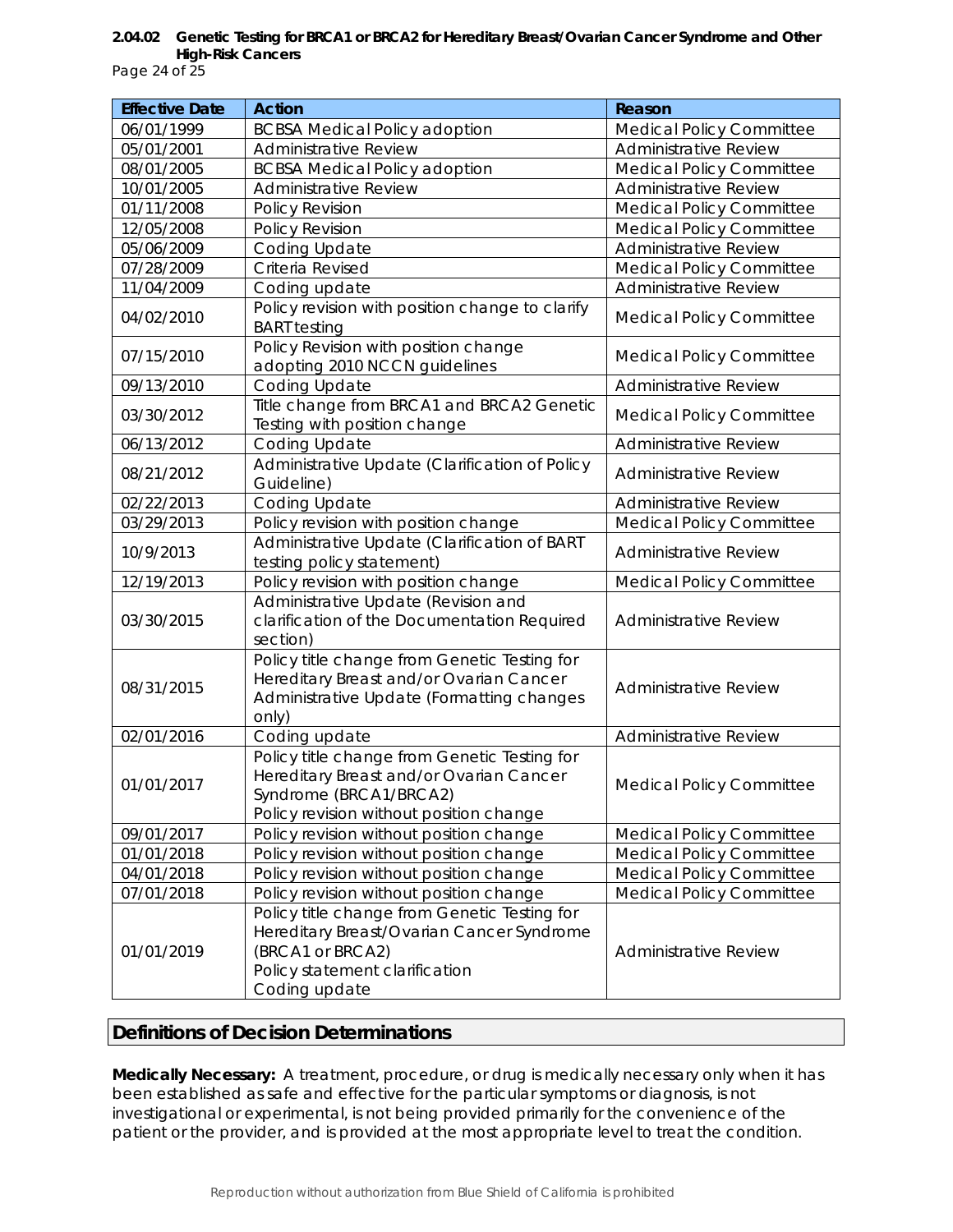| Effective Date | Action | Reason |
|---|---|---|
| 06/01/1999 | BCBSA Medical Policy adoption | Medical Policy Committee |
| 05/01/2001 | Administrative Review | Administrative Review |
| 08/01/2005 | BCBSA Medical Policy adoption | Medical Policy Committee |
| 10/01/2005 | Administrative Review | Administrative Review |
| 01/11/2008 | Policy Revision | Medical Policy Committee |
| 12/05/2008 | Policy Revision | Medical Policy Committee |
| 05/06/2009 | Coding Update | Administrative Review |
| 07/28/2009 | Criteria Revised | Medical Policy Committee |
| 11/04/2009 | Coding update | Administrative Review |
| 04/02/2010 | Policy revision with position change to clarify BART testing | Medical Policy Committee |
| 07/15/2010 | Policy Revision with position change adopting 2010 NCCN guidelines | Medical Policy Committee |
| 09/13/2010 | Coding Update | Administrative Review |
| 03/30/2012 | Title change from BRCA1 and BRCA2 Genetic Testing with position change | Medical Policy Committee |
| 06/13/2012 | Coding Update | Administrative Review |
| 08/21/2012 | Administrative Update (Clarification of Policy Guideline) | Administrative Review |
| 02/22/2013 | Coding Update | Administrative Review |
| 03/29/2013 | Policy revision with position change | Medical Policy Committee |
| 10/9/2013 | Administrative Update (Clarification of BART testing policy statement) | Administrative Review |
| 12/19/2013 | Policy revision with position change | Medical Policy Committee |
| 03/30/2015 | Administrative Update (Revision and clarification of the Documentation Required section) | Administrative Review |
| 08/31/2015 | Policy title change from Genetic Testing for Hereditary Breast and/or Ovarian Cancer Administrative Update (Formatting changes only) | Administrative Review |
| 02/01/2016 | Coding update | Administrative Review |
| 01/01/2017 | Policy title change from Genetic Testing for Hereditary Breast and/or Ovarian Cancer Syndrome (BRCA1/BRCA2) Policy revision without position change | Medical Policy Committee |
| 09/01/2017 | Policy revision without position change | Medical Policy Committee |
| 01/01/2018 | Policy revision without position change | Medical Policy Committee |
| 04/01/2018 | Policy revision without position change | Medical Policy Committee |
| 07/01/2018 | Policy revision without position change | Medical Policy Committee |
| 01/01/2019 | Policy title change from Genetic Testing for Hereditary Breast/Ovarian Cancer Syndrome (BRCA1 or BRCA2) Policy statement clarification Coding update | Administrative Review |

## Definitions of Decision Determinations

**Medically Necessary:** A treatment, procedure, or drug is medically necessary only when it has been established as safe and effective for the particular symptoms or diagnosis, is not investigational or experimental, is not being provided primarily for the convenience of the patient or the provider, and is provided at the most appropriate level to treat the condition.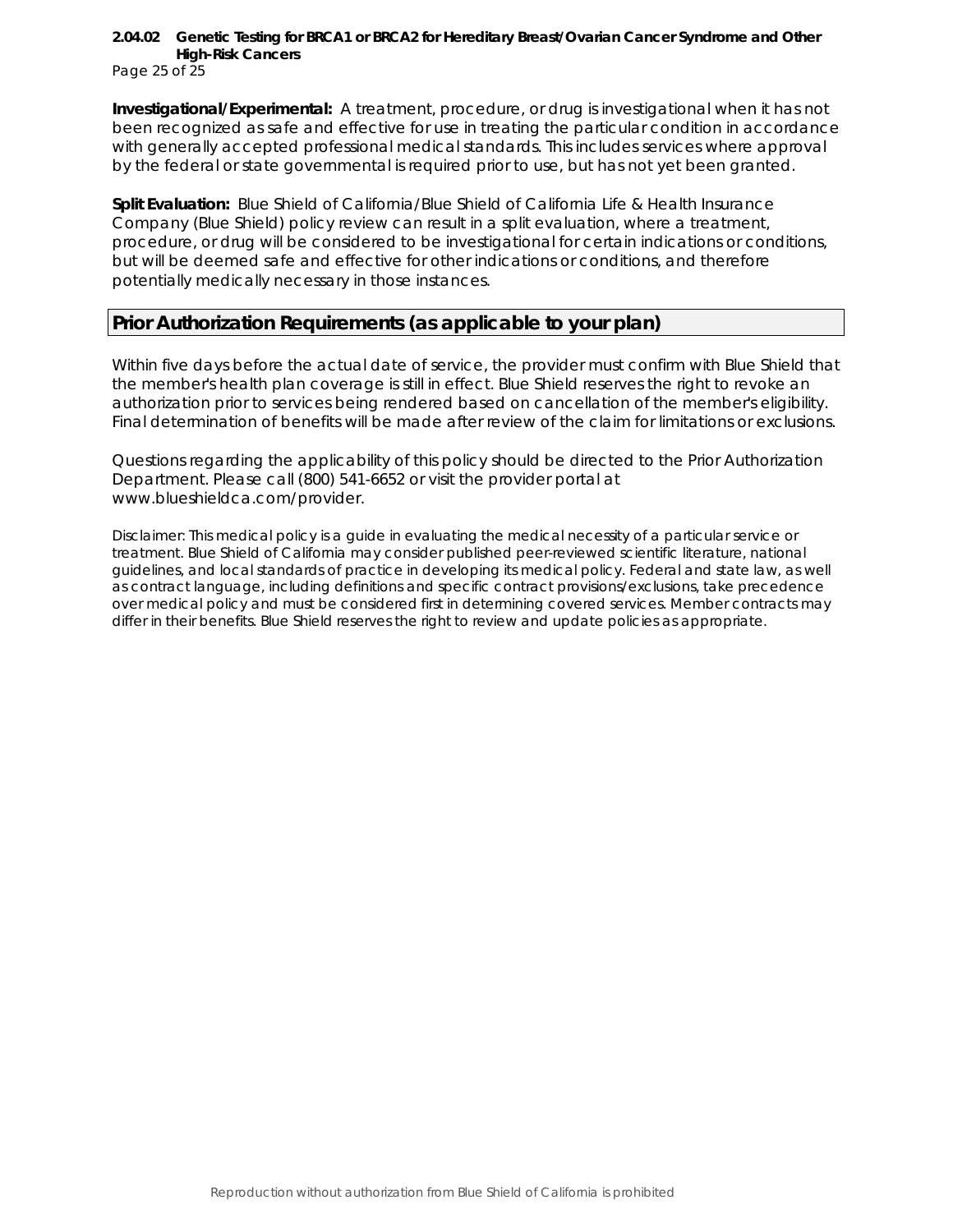**Investigational/Experimental:** A treatment, procedure, or drug is investigational when it has not been recognized as safe and effective for use in treating the particular condition in accordance with generally accepted professional medical standards. This includes services where approval by the federal or state governmental is required prior to use, but has not yet been granted.

**Split Evaluation:** Blue Shield of California/Blue Shield of California Life & Health Insurance Company (Blue Shield) policy review can result in a split evaluation, where a treatment, procedure, or drug will be considered to be investigational for certain indications or conditions, but will be deemed safe and effective for other indications or conditions, and therefore potentially medically necessary in those instances.

## Prior Authorization Requirements (as applicable to your plan)

Within five days before the actual date of service, the provider must confirm with Blue Shield that the member's health plan coverage is still in effect. Blue Shield reserves the right to revoke an authorization prior to services being rendered based on cancellation of the member's eligibility. Final determination of benefits will be made after review of the claim for limitations or exclusions.

Questions regarding the applicability of this policy should be directed to the Prior Authorization Department. Please call (800) 541-6652 or visit the provider portal at www.blueshieldca.com/provider.

Disclaimer: This medical policy is a guide in evaluating the medical necessity of a particular service or treatment. Blue Shield of California may consider published peer-reviewed scientific literature, national guidelines, and local standards of practice in developing its medical policy. Federal and state law, as well as contract language, including definitions and specific contract provisions/exclusions, take precedence over medical policy and must be considered first in determining covered services. Member contracts may differ in their benefits. Blue Shield reserves the right to review and update policies as appropriate.